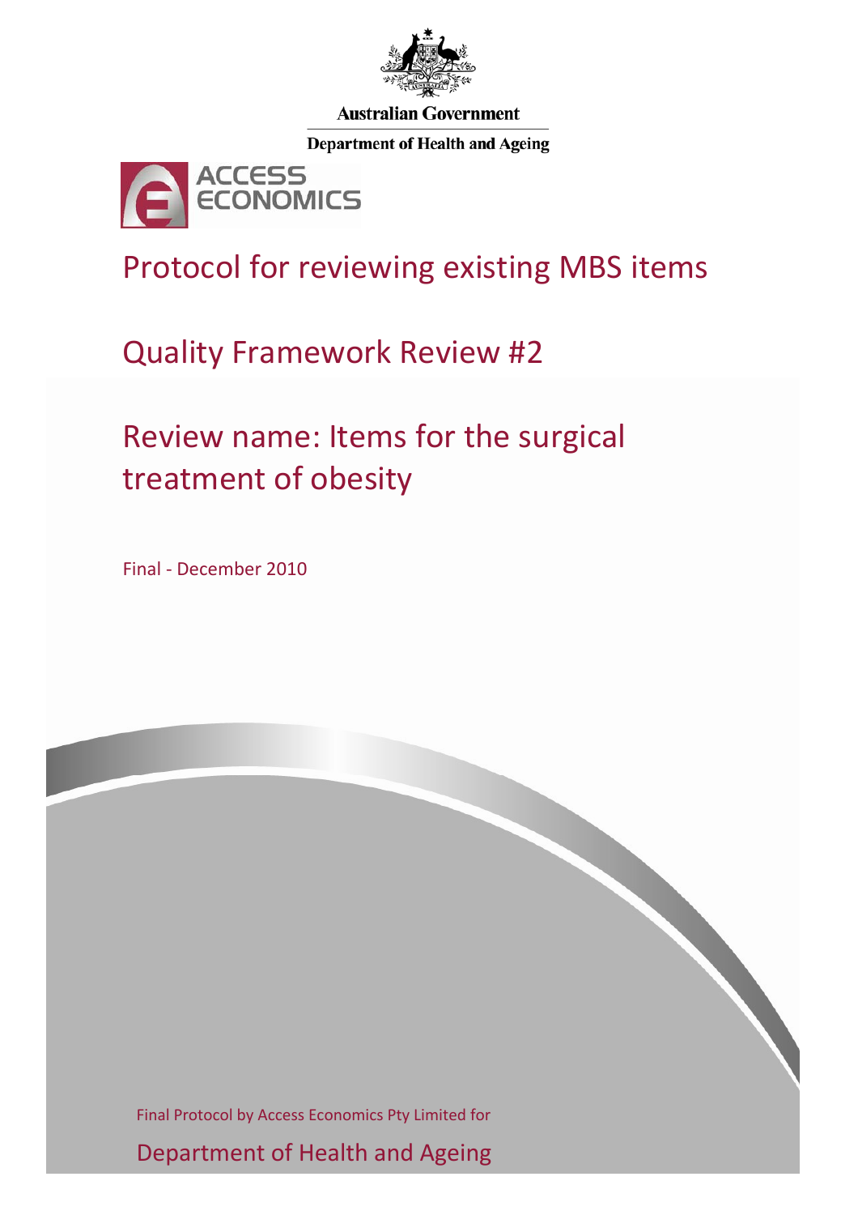Australian Government

Department of Health and Ageing

ACCESS ECONOMICS

# Protocol for reviewing existing MBS items

## Quality Framework Review #2

## Review name: Items for the surgical treatment of obesity

Final - December 2010

Final Protocol by Access Economics Pty Limited for

Department of Health and Ageing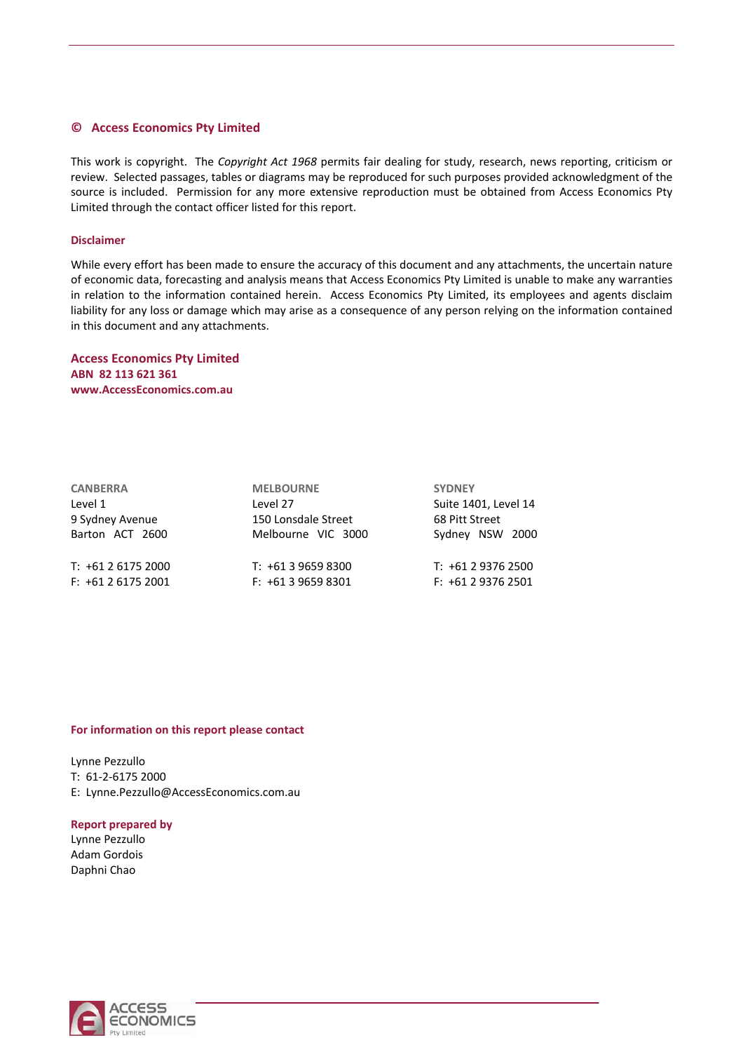## © Access Economics Pty Limited

This work is copyright. The *Copyright Act 1968* permits fair dealing for study, research, news reporting, criticism or review. Selected passages, tables or diagrams may be reproduced for such purposes provided acknowledgment of the source is included. Permission for any more extensive reproduction must be obtained from Access Economics Pty Limited through the contact officer listed for this report.

### Disclaimer

While every effort has been made to ensure the accuracy of this document and any attachments, the uncertain nature of economic data, forecasting and analysis means that Access Economics Pty Limited is unable to make any warranties in relation to the information contained herein. Access Economics Pty Limited, its employees and agents disclaim liability for any loss or damage which may arise as a consequence of any person relying on the information contained in this document and any attachments.

**Access Economics Pty Limited**
**ABN 82 113 621 361**
**www.AccessEconomics.com.au**

**CANBERRA**
Level 1
9 Sydney Avenue
Barton ACT 2600

T: +61 2 6175 2000
F: +61 2 6175 2001

**MELBOURNE**
Level 27
150 Lonsdale Street
Melbourne VIC 3000

T: +61 3 9659 8300
F: +61 3 9659 8301

**SYDNEY**
Suite 1401, Level 14
68 Pitt Street
Sydney NSW 2000

T: +61 2 9376 2500
F: +61 2 9376 2501

**For information on this report please contact**

Lynne Pezzullo
T: 61-2-6175 2000
E: Lynne.Pezzullo@AccessEconomics.com.au

**Report prepared by**
Lynne Pezzullo
Adam Gordois
Daphni Chao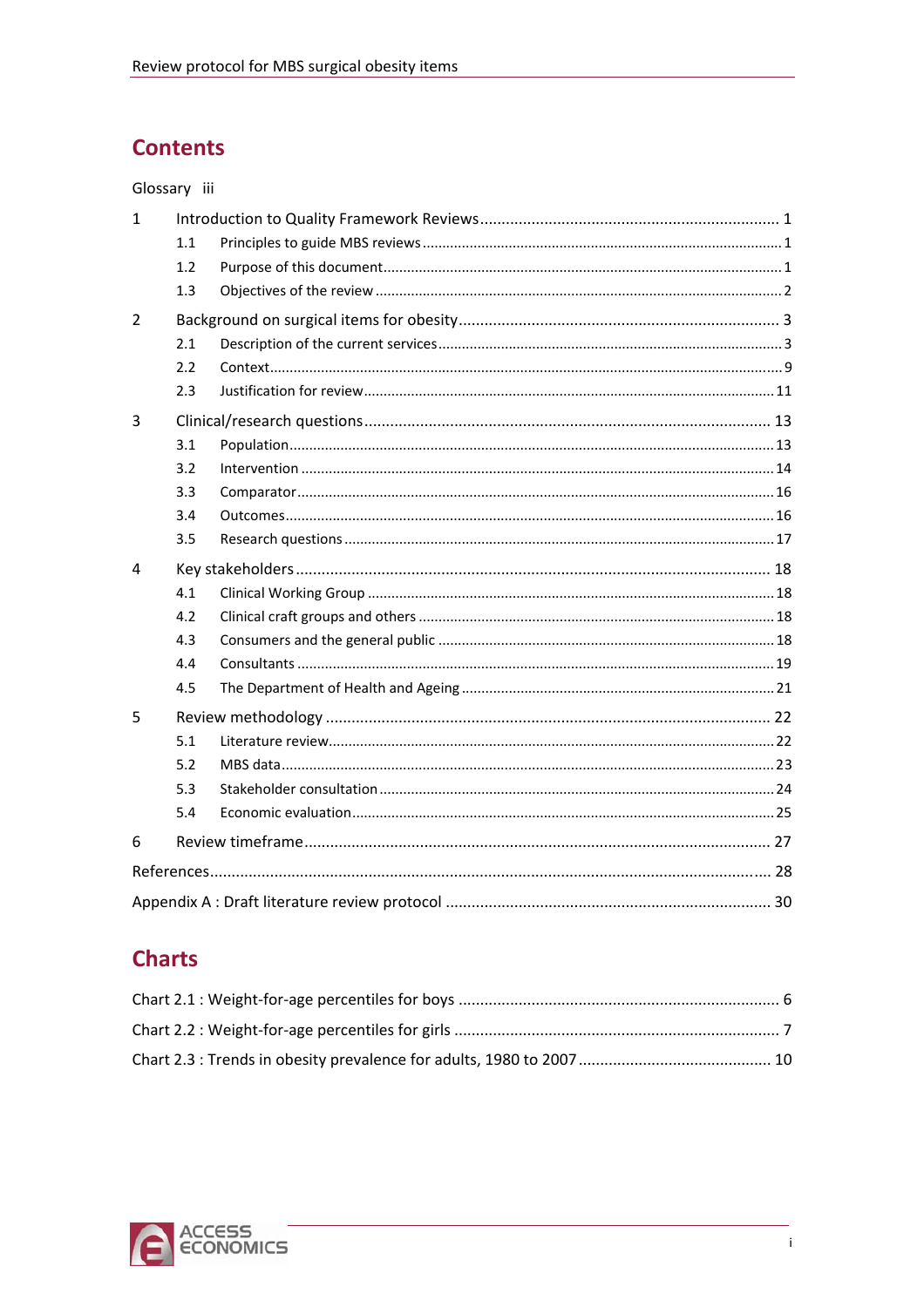# Contents

Glossary iii

1 Introduction to Quality Framework Reviews ..... 1
- 1.1 Principles to guide MBS reviews ..... 1
- 1.2 Purpose of this document ..... 1
- 1.3 Objectives of the review ..... 2

2 Background on surgical items for obesity ..... 3
- 2.1 Description of the current services ..... 3
- 2.2 Context ..... 9
- 2.3 Justification for review ..... 11

3 Clinical/research questions ..... 13
- 3.1 Population ..... 13
- 3.2 Intervention ..... 14
- 3.3 Comparator ..... 16
- 3.4 Outcomes ..... 16
- 3.5 Research questions ..... 17

4 Key stakeholders ..... 18
- 4.1 Clinical Working Group ..... 18
- 4.2 Clinical craft groups and others ..... 18
- 4.3 Consumers and the general public ..... 18
- 4.4 Consultants ..... 19
- 4.5 The Department of Health and Ageing ..... 21

5 Review methodology ..... 22
- 5.1 Literature review ..... 22
- 5.2 MBS data ..... 23
- 5.3 Stakeholder consultation ..... 24
- 5.4 Economic evaluation ..... 25

6 Review timeframe ..... 27

References ..... 28

Appendix A : Draft literature review protocol ..... 30

# Charts

Chart 2.1 : Weight-for-age percentiles for boys ..... 6

Chart 2.2 : Weight-for-age percentiles for girls ..... 7

Chart 2.3 : Trends in obesity prevalence for adults, 1980 to 2007 ..... 10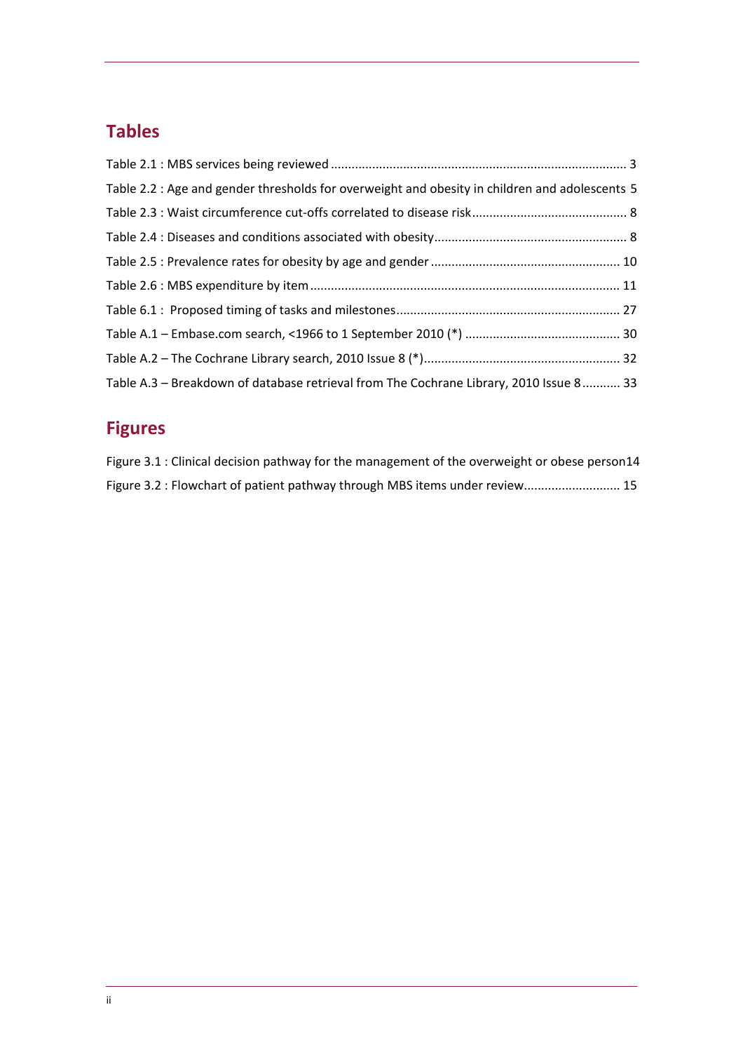## Tables

Table 2.1 : MBS services being reviewed ..................................................................................... 3

Table 2.2 : Age and gender thresholds for overweight and obesity in children and adolescents 5

Table 2.3 : Waist circumference cut-offs correlated to disease risk ............................................ 8

Table 2.4 : Diseases and conditions associated with obesity....................................................... 8

Table 2.5 : Prevalence rates for obesity by age and gender ...................................................... 10

Table 2.6 : MBS expenditure by item ........................................................................................ 11

Table 6.1 : Proposed timing of tasks and milestones................................................................ 27

Table A.1 – Embase.com search, <1966 to 1 September 2010 (*) ............................................ 30

Table A.2 – The Cochrane Library search, 2010 Issue 8 (*)........................................................ 32

Table A.3 – Breakdown of database retrieval from The Cochrane Library, 2010 Issue 8 ........... 33

## Figures

Figure 3.1 : Clinical decision pathway for the management of the overweight or obese person14

Figure 3.2 : Flowchart of patient pathway through MBS items under review........................... 15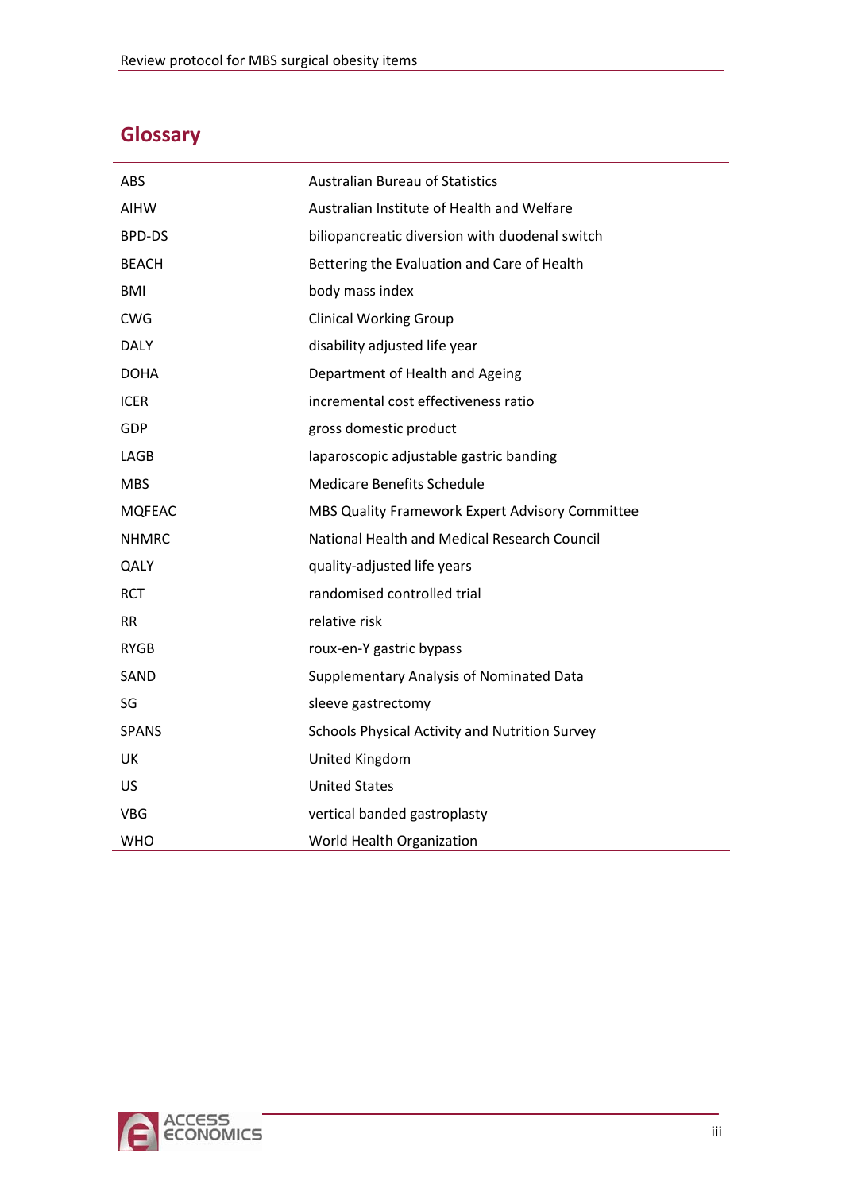## Glossary

| | |
|---|---|
| ABS | Australian Bureau of Statistics |
| AIHW | Australian Institute of Health and Welfare |
| BPD-DS | biliopancreatic diversion with duodenal switch |
| BEACH | Bettering the Evaluation and Care of Health |
| BMI | body mass index |
| CWG | Clinical Working Group |
| DALY | disability adjusted life year |
| DOHA | Department of Health and Ageing |
| ICER | incremental cost effectiveness ratio |
| GDP | gross domestic product |
| LAGB | laparoscopic adjustable gastric banding |
| MBS | Medicare Benefits Schedule |
| MQFEAC | MBS Quality Framework Expert Advisory Committee |
| NHMRC | National Health and Medical Research Council |
| QALY | quality-adjusted life years |
| RCT | randomised controlled trial |
| RR | relative risk |
| RYGB | roux-en-Y gastric bypass |
| SAND | Supplementary Analysis of Nominated Data |
| SG | sleeve gastrectomy |
| SPANS | Schools Physical Activity and Nutrition Survey |
| UK | United Kingdom |
| US | United States |
| VBG | vertical banded gastroplasty |
| WHO | World Health Organization |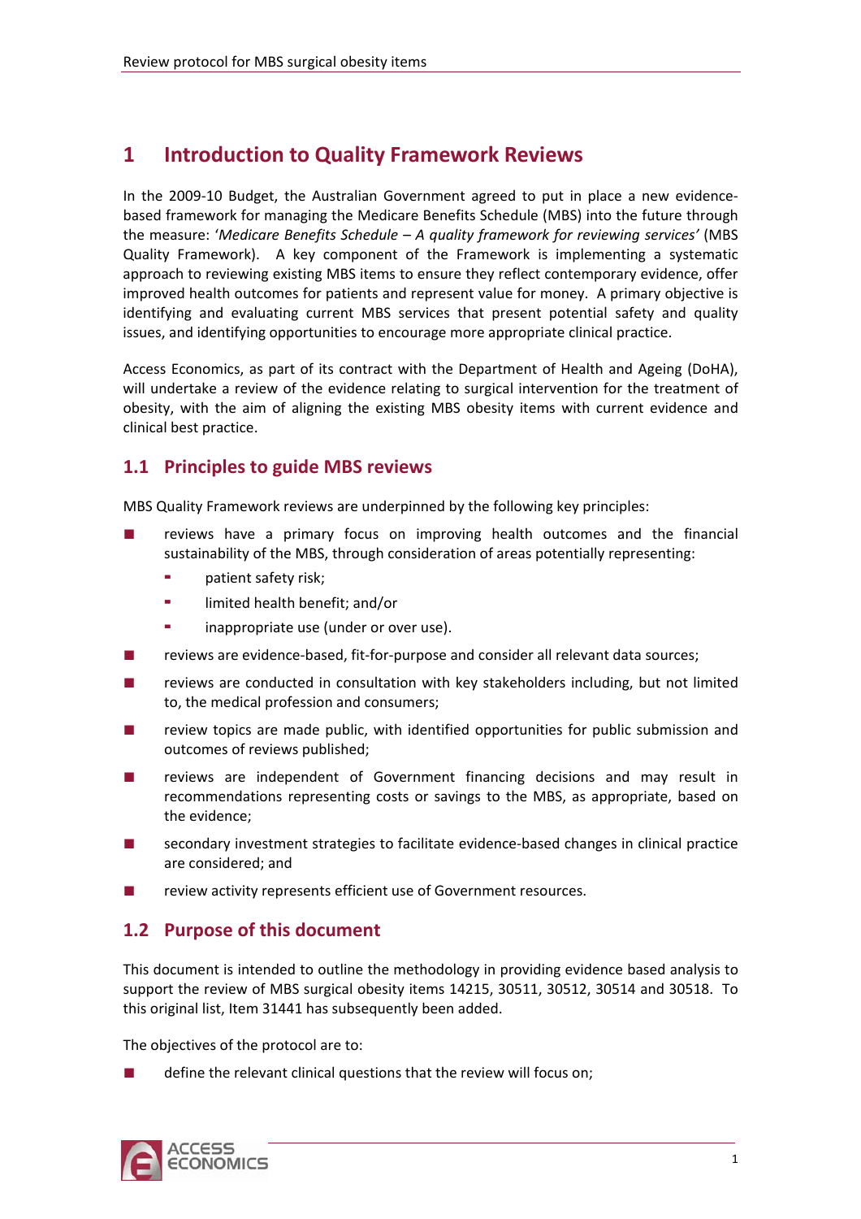# 1 Introduction to Quality Framework Reviews

In the 2009-10 Budget, the Australian Government agreed to put in place a new evidence-based framework for managing the Medicare Benefits Schedule (MBS) into the future through the measure: '*Medicare Benefits Schedule – A quality framework for reviewing services'* (MBS Quality Framework). A key component of the Framework is implementing a systematic approach to reviewing existing MBS items to ensure they reflect contemporary evidence, offer improved health outcomes for patients and represent value for money. A primary objective is identifying and evaluating current MBS services that present potential safety and quality issues, and identifying opportunities to encourage more appropriate clinical practice.

Access Economics, as part of its contract with the Department of Health and Ageing (DoHA), will undertake a review of the evidence relating to surgical intervention for the treatment of obesity, with the aim of aligning the existing MBS obesity items with current evidence and clinical best practice.

## 1.1 Principles to guide MBS reviews

MBS Quality Framework reviews are underpinned by the following key principles:

- reviews have a primary focus on improving health outcomes and the financial sustainability of the MBS, through consideration of areas potentially representing:
  - patient safety risk;
  - limited health benefit; and/or
  - inappropriate use (under or over use).
- reviews are evidence-based, fit-for-purpose and consider all relevant data sources;
- reviews are conducted in consultation with key stakeholders including, but not limited to, the medical profession and consumers;
- review topics are made public, with identified opportunities for public submission and outcomes of reviews published;
- reviews are independent of Government financing decisions and may result in recommendations representing costs or savings to the MBS, as appropriate, based on the evidence;
- secondary investment strategies to facilitate evidence-based changes in clinical practice are considered; and
- review activity represents efficient use of Government resources.

## 1.2 Purpose of this document

This document is intended to outline the methodology in providing evidence based analysis to support the review of MBS surgical obesity items 14215, 30511, 30512, 30514 and 30518. To this original list, Item 31441 has subsequently been added.

The objectives of the protocol are to:

- define the relevant clinical questions that the review will focus on;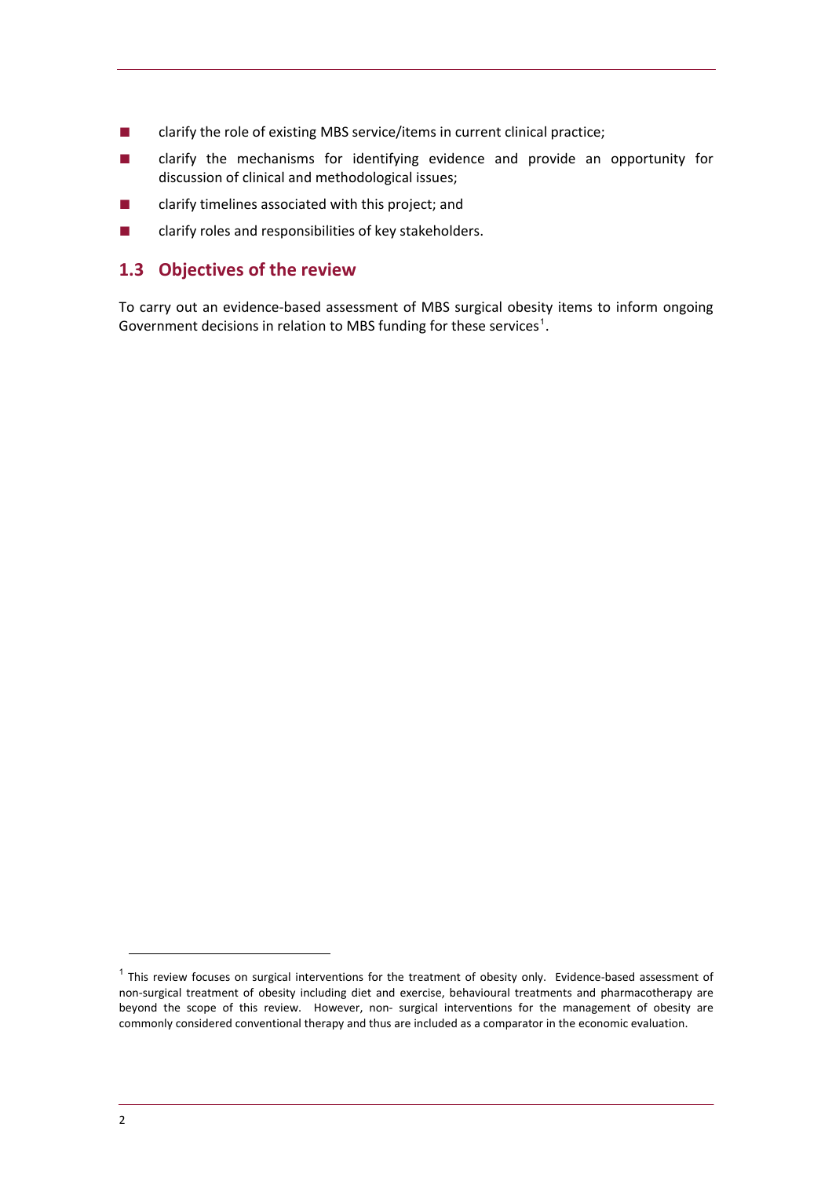- clarify the role of existing MBS service/items in current clinical practice;
- clarify the mechanisms for identifying evidence and provide an opportunity for discussion of clinical and methodological issues;
- clarify timelines associated with this project; and
- clarify roles and responsibilities of key stakeholders.

## 1.3 Objectives of the review

To carry out an evidence-based assessment of MBS surgical obesity items to inform ongoing Government decisions in relation to MBS funding for these services[1].

[1] This review focuses on surgical interventions for the treatment of obesity only. Evidence-based assessment of non-surgical treatment of obesity including diet and exercise, behavioural treatments and pharmacotherapy are beyond the scope of this review. However, non- surgical interventions for the management of obesity are commonly considered conventional therapy and thus are included as a comparator in the economic evaluation.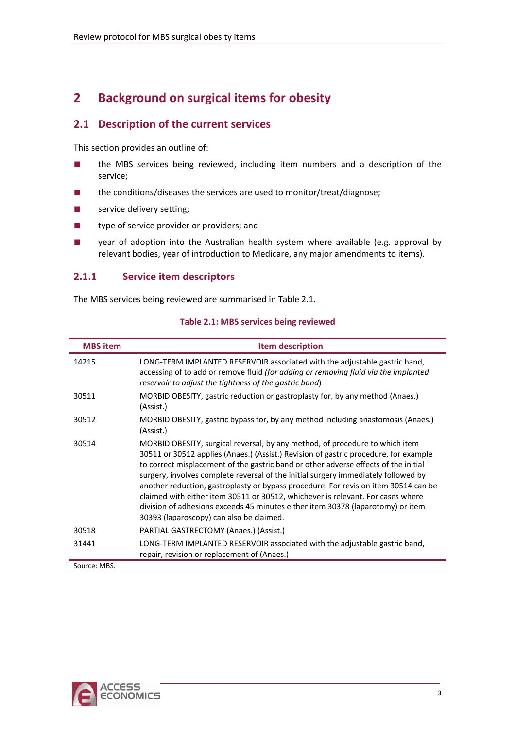# 2 Background on surgical items for obesity

## 2.1 Description of the current services

This section provides an outline of:

- the MBS services being reviewed, including item numbers and a description of the service;
- the conditions/diseases the services are used to monitor/treat/diagnose;
- service delivery setting;
- type of service provider or providers; and
- year of adoption into the Australian health system where available (e.g. approval by relevant bodies, year of introduction to Medicare, any major amendments to items).

### 2.1.1 Service item descriptors

The MBS services being reviewed are summarised in Table 2.1.

**Table 2.1: MBS services being reviewed**

| MBS item | Item description |
|---|---|
| 14215 | LONG-TERM IMPLANTED RESERVOIR associated with the adjustable gastric band, accessing of to add or remove fluid *(for adding or removing fluid via the implanted reservoir to adjust the tightness of the gastric band*) |
| 30511 | MORBID OBESITY, gastric reduction or gastroplasty for, by any method (Anaes.) (Assist.) |
| 30512 | MORBID OBESITY, gastric bypass for, by any method including anastomosis (Anaes.) (Assist.) |
| 30514 | MORBID OBESITY, surgical reversal, by any method, of procedure to which item 30511 or 30512 applies (Anaes.) (Assist.) Revision of gastric procedure, for example to correct misplacement of the gastric band or other adverse effects of the initial surgery, involves complete reversal of the initial surgery immediately followed by another reduction, gastroplasty or bypass procedure. For revision item 30514 can be claimed with either item 30511 or 30512, whichever is relevant. For cases where division of adhesions exceeds 45 minutes either item 30378 (laparotomy) or item 30393 (laparoscopy) can also be claimed. |
| 30518 | PARTIAL GASTRECTOMY (Anaes.) (Assist.) |
| 31441 | LONG-TERM IMPLANTED RESERVOIR associated with the adjustable gastric band, repair, revision or replacement of (Anaes.) |

Source: MBS.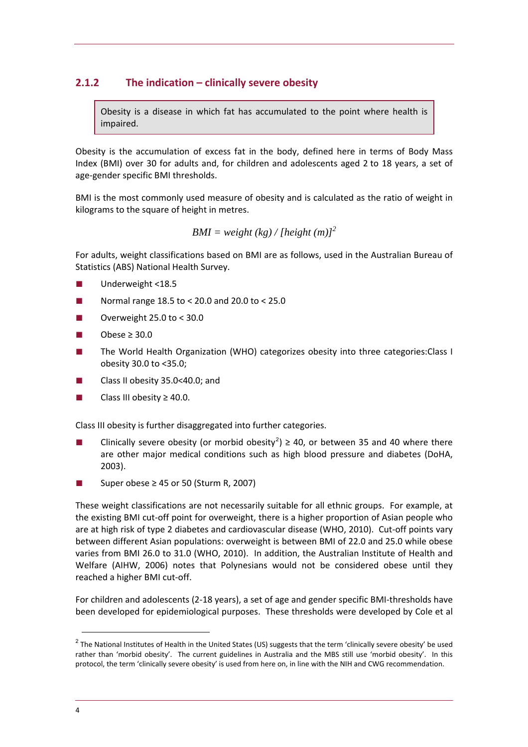### 2.1.2 The indication – clinically severe obesity

> Obesity is a disease in which fat has accumulated to the point where health is impaired.

Obesity is the accumulation of excess fat in the body, defined here in terms of Body Mass Index (BMI) over 30 for adults and, for children and adolescents aged 2 to 18 years, a set of age-gender specific BMI thresholds.

BMI is the most commonly used measure of obesity and is calculated as the ratio of weight in kilograms to the square of height in metres.

$$BMI = weight\ (kg) / [height\ (m)]^2$$

For adults, weight classifications based on BMI are as follows, used in the Australian Bureau of Statistics (ABS) National Health Survey.

- Underweight <18.5
- Normal range 18.5 to < 20.0 and 20.0 to < 25.0
- Overweight 25.0 to < 30.0
- Obese ≥ 30.0
- The World Health Organization (WHO) categorizes obesity into three categories:Class I obesity 30.0 to <35.0;
- Class II obesity 35.0<40.0; and
- Class III obesity ≥ 40.0.

Class III obesity is further disaggregated into further categories.

- Clinically severe obesity (or morbid obesity[2]) ≥ 40, or between 35 and 40 where there are other major medical conditions such as high blood pressure and diabetes (DoHA, 2003).
- Super obese ≥ 45 or 50 (Sturm R, 2007)

These weight classifications are not necessarily suitable for all ethnic groups. For example, at the existing BMI cut-off point for overweight, there is a higher proportion of Asian people who are at high risk of type 2 diabetes and cardiovascular disease (WHO, 2010). Cut-off points vary between different Asian populations: overweight is between BMI of 22.0 and 25.0 while obese varies from BMI 26.0 to 31.0 (WHO, 2010). In addition, the Australian Institute of Health and Welfare (AIHW, 2006) notes that Polynesians would not be considered obese until they reached a higher BMI cut-off.

For children and adolescents (2-18 years), a set of age and gender specific BMI-thresholds have been developed for epidemiological purposes. These thresholds were developed by Cole et al

---

[2] The National Institutes of Health in the United States (US) suggests that the term 'clinically severe obesity' be used rather than 'morbid obesity'. The current guidelines in Australia and the MBS still use 'morbid obesity'. In this protocol, the term 'clinically severe obesity' is used from here on, in line with the NIH and CWG recommendation.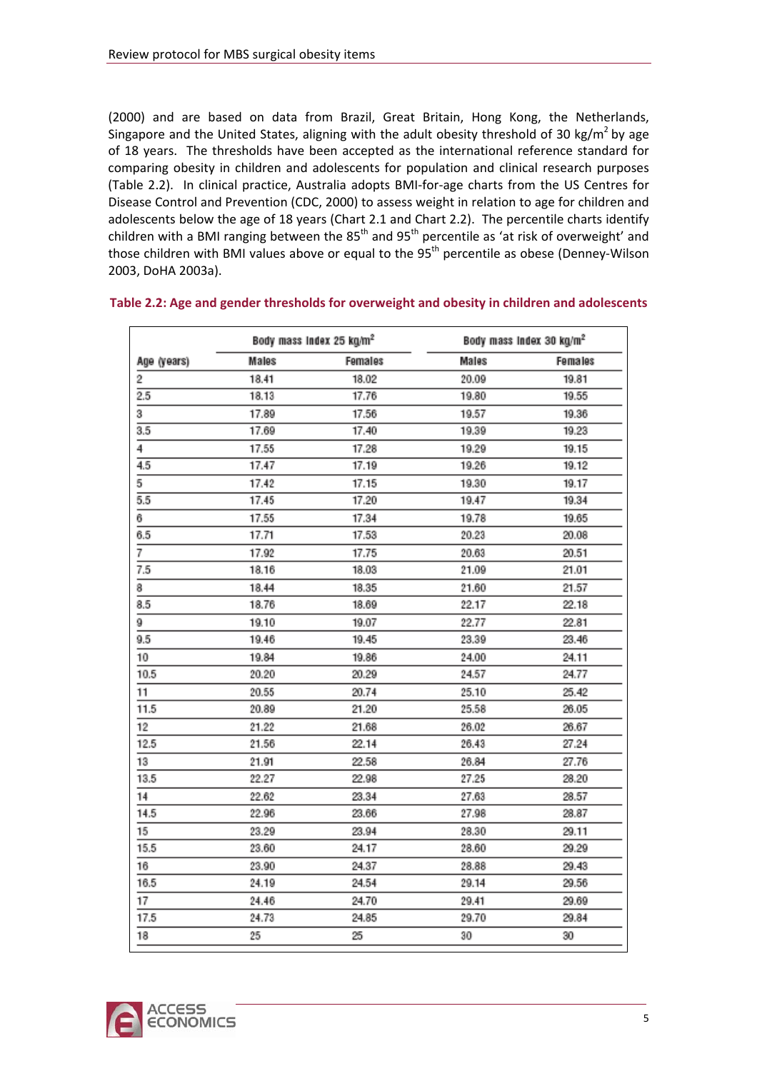(2000) and are based on data from Brazil, Great Britain, Hong Kong, the Netherlands, Singapore and the United States, aligning with the adult obesity threshold of 30 kg/m$^2$ by age of 18 years. The thresholds have been accepted as the international reference standard for comparing obesity in children and adolescents for population and clinical research purposes (Table 2.2). In clinical practice, Australia adopts BMI-for-age charts from the US Centres for Disease Control and Prevention (CDC, 2000) to assess weight in relation to age for children and adolescents below the age of 18 years (Chart 2.1 and Chart 2.2). The percentile charts identify children with a BMI ranging between the 85$^{th}$ and 95$^{th}$ percentile as 'at risk of overweight' and those children with BMI values above or equal to the 95$^{th}$ percentile as obese (Denney-Wilson 2003, DoHA 2003a).

**Table 2.2: Age and gender thresholds for overweight and obesity in children and adolescents**

| | Body mass index 25 kg/m$^2$ | | Body mass index 30 kg/m$^2$ | |
|---|---|---|---|---|
| Age (years) | Males | Females | Males | Females |
| 2 | 18.41 | 18.02 | 20.09 | 19.81 |
| 2.5 | 18.13 | 17.76 | 19.80 | 19.55 |
| 3 | 17.89 | 17.56 | 19.57 | 19.36 |
| 3.5 | 17.69 | 17.40 | 19.39 | 19.23 |
| 4 | 17.55 | 17.28 | 19.29 | 19.15 |
| 4.5 | 17.47 | 17.19 | 19.26 | 19.12 |
| 5 | 17.42 | 17.15 | 19.30 | 19.17 |
| 5.5 | 17.45 | 17.20 | 19.47 | 19.34 |
| 6 | 17.55 | 17.34 | 19.78 | 19.65 |
| 6.5 | 17.71 | 17.53 | 20.23 | 20.08 |
| 7 | 17.92 | 17.75 | 20.63 | 20.51 |
| 7.5 | 18.16 | 18.03 | 21.09 | 21.01 |
| 8 | 18.44 | 18.35 | 21.60 | 21.57 |
| 8.5 | 18.76 | 18.69 | 22.17 | 22.18 |
| 9 | 19.10 | 19.07 | 22.77 | 22.81 |
| 9.5 | 19.46 | 19.45 | 23.39 | 23.46 |
| 10 | 19.84 | 19.86 | 24.00 | 24.11 |
| 10.5 | 20.20 | 20.29 | 24.57 | 24.77 |
| 11 | 20.55 | 20.74 | 25.10 | 25.42 |
| 11.5 | 20.89 | 21.20 | 25.58 | 26.05 |
| 12 | 21.22 | 21.68 | 26.02 | 26.67 |
| 12.5 | 21.56 | 22.14 | 26.43 | 27.24 |
| 13 | 21.91 | 22.58 | 26.84 | 27.76 |
| 13.5 | 22.27 | 22.98 | 27.25 | 28.20 |
| 14 | 22.62 | 23.34 | 27.63 | 28.57 |
| 14.5 | 22.96 | 23.66 | 27.98 | 28.87 |
| 15 | 23.29 | 23.94 | 28.30 | 29.11 |
| 15.5 | 23.60 | 24.17 | 28.60 | 29.29 |
| 16 | 23.90 | 24.37 | 28.88 | 29.43 |
| 16.5 | 24.19 | 24.54 | 29.14 | 29.56 |
| 17 | 24.46 | 24.70 | 29.41 | 29.69 |
| 17.5 | 24.73 | 24.85 | 29.70 | 29.84 |
| 18 | 25 | 25 | 30 | 30 |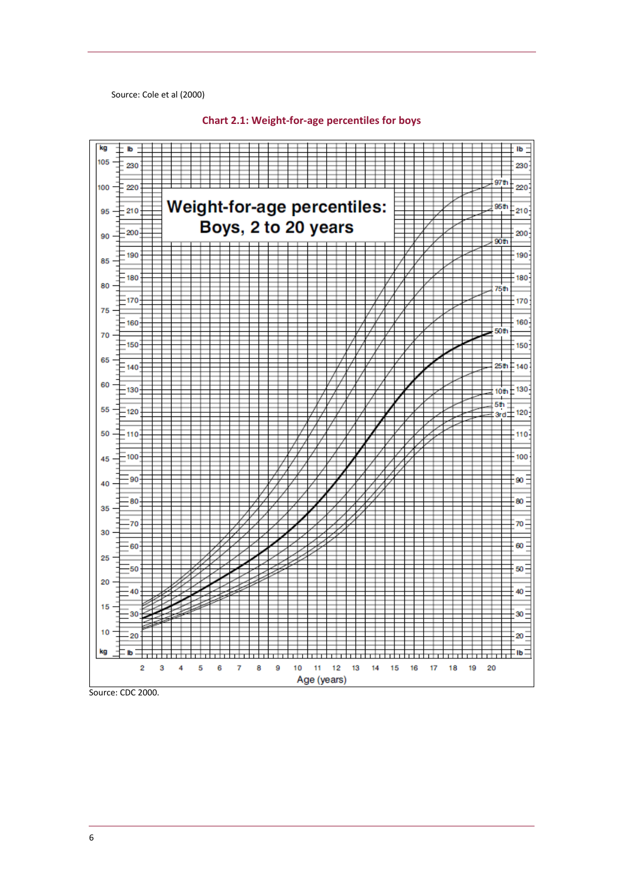Source: Cole et al (2000)

**Chart 2.1: Weight-for-age percentiles for boys**

Source: CDC 2000.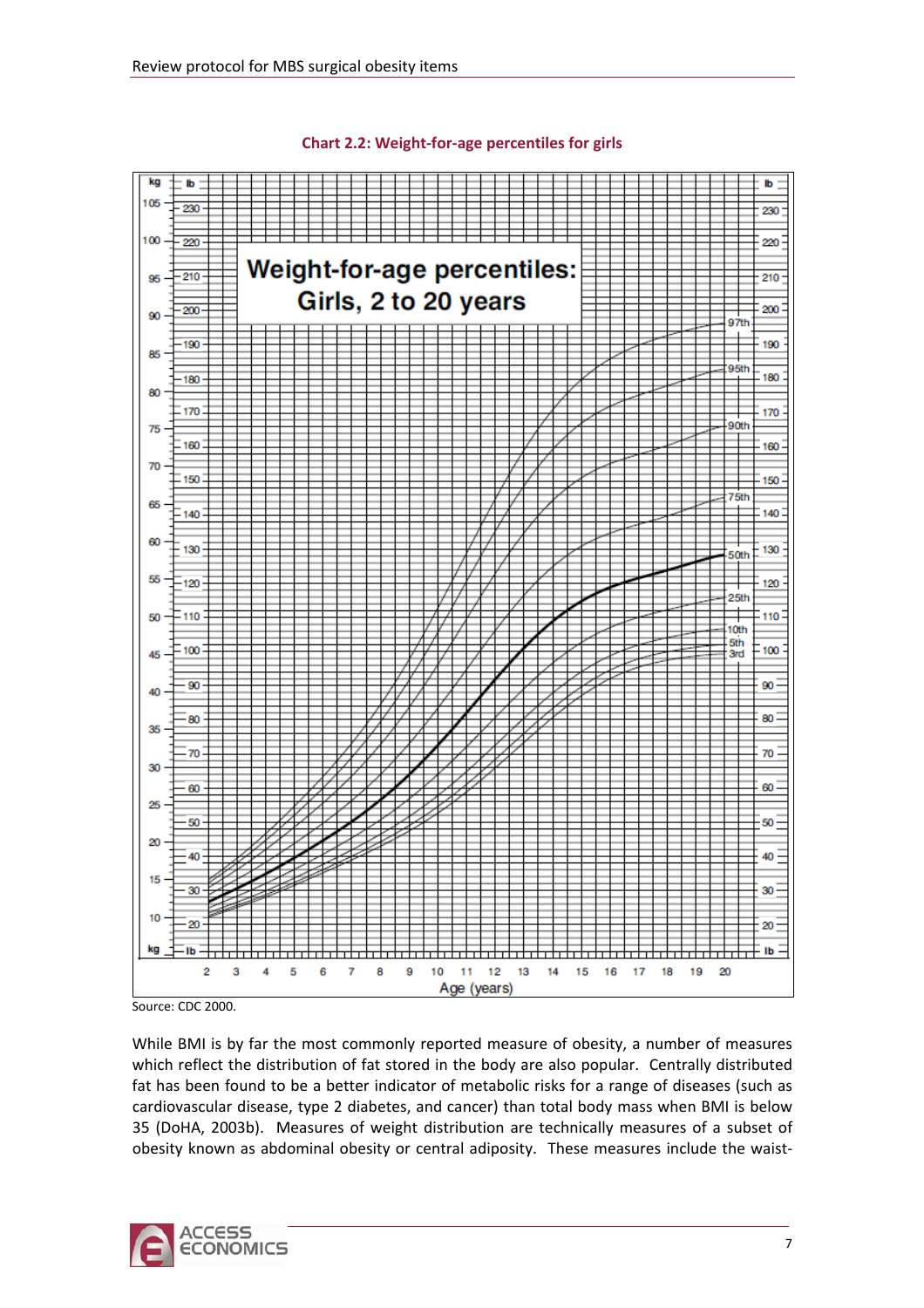**Chart 2.2: Weight-for-age percentiles for girls**

Source: CDC 2000.

While BMI is by far the most commonly reported measure of obesity, a number of measures which reflect the distribution of fat stored in the body are also popular. Centrally distributed fat has been found to be a better indicator of metabolic risks for a range of diseases (such as cardiovascular disease, type 2 diabetes, and cancer) than total body mass when BMI is below 35 (DoHA, 2003b). Measures of weight distribution are technically measures of a subset of obesity known as abdominal obesity or central adiposity. These measures include the waist-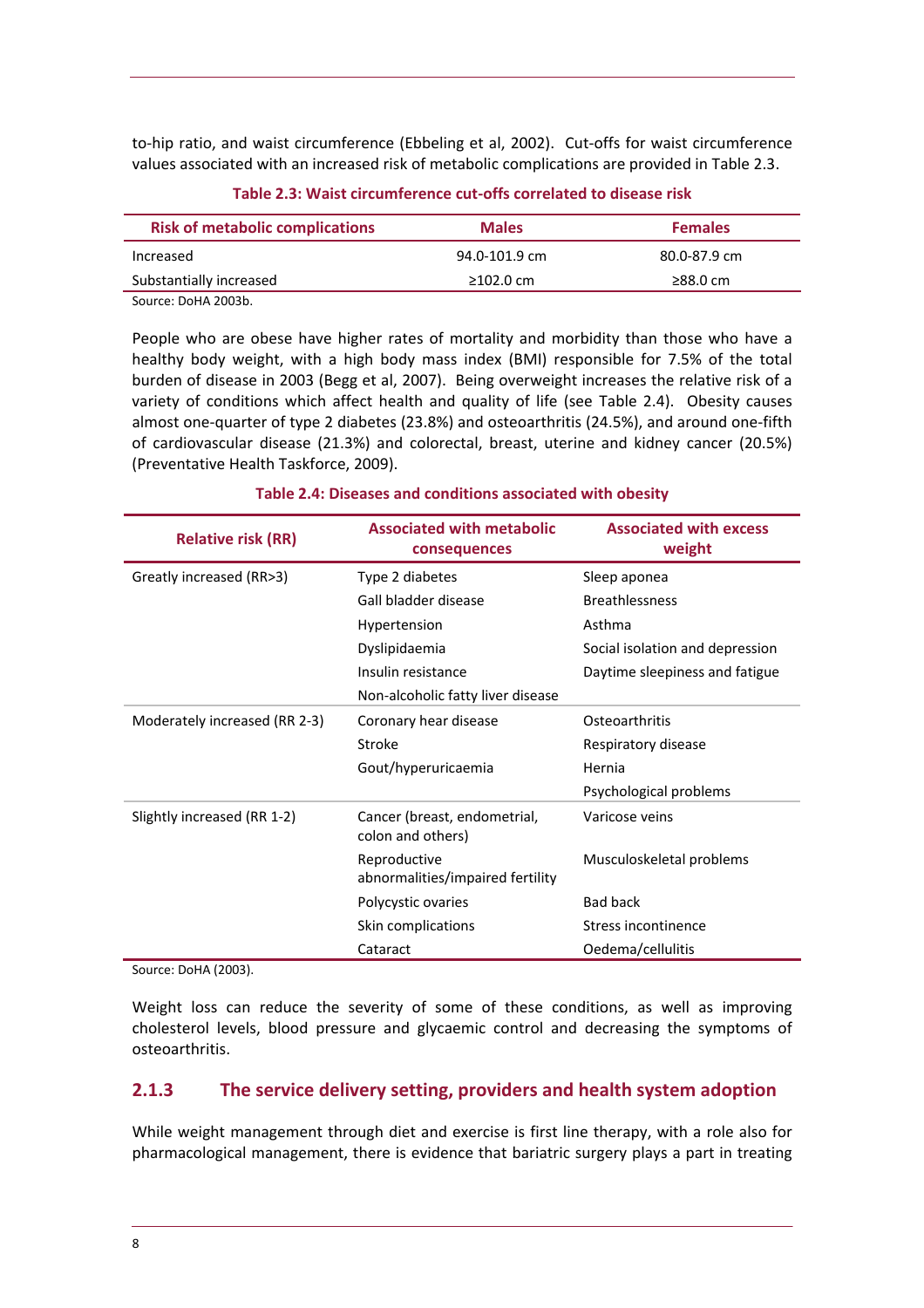to-hip ratio, and waist circumference (Ebbeling et al, 2002). Cut-offs for waist circumference values associated with an increased risk of metabolic complications are provided in Table 2.3.

**Table 2.3: Waist circumference cut-offs correlated to disease risk**

| Risk of metabolic complications | Males | Females |
|---|---|---|
| Increased | 94.0-101.9 cm | 80.0-87.9 cm |
| Substantially increased | ≥102.0 cm | ≥88.0 cm |

Source: DoHA 2003b.

People who are obese have higher rates of mortality and morbidity than those who have a healthy body weight, with a high body mass index (BMI) responsible for 7.5% of the total burden of disease in 2003 (Begg et al, 2007). Being overweight increases the relative risk of a variety of conditions which affect health and quality of life (see Table 2.4). Obesity causes almost one-quarter of type 2 diabetes (23.8%) and osteoarthritis (24.5%), and around one-fifth of cardiovascular disease (21.3%) and colorectal, breast, uterine and kidney cancer (20.5%) (Preventative Health Taskforce, 2009).

**Table 2.4: Diseases and conditions associated with obesity**

| Relative risk (RR) | Associated with metabolic consequences | Associated with excess weight |
|---|---|---|
| Greatly increased (RR>3) | Type 2 diabetes | Sleep aponea |
| | Gall bladder disease | Breathlessness |
| | Hypertension | Asthma |
| | Dyslipidaemia | Social isolation and depression |
| | Insulin resistance | Daytime sleepiness and fatigue |
| | Non-alcoholic fatty liver disease | |
| Moderately increased (RR 2-3) | Coronary hear disease | Osteoarthritis |
| | Stroke | Respiratory disease |
| | Gout/hyperuricaemia | Hernia |
| | | Psychological problems |
| Slightly increased (RR 1-2) | Cancer (breast, endometrial, colon and others) | Varicose veins |
| | Reproductive abnormalities/impaired fertility | Musculoskeletal problems |
| | Polycystic ovaries | Bad back |
| | Skin complications | Stress incontinence |
| | Cataract | Oedema/cellulitis |

Source: DoHA (2003).

Weight loss can reduce the severity of some of these conditions, as well as improving cholesterol levels, blood pressure and glycaemic control and decreasing the symptoms of osteoarthritis.

### 2.1.3 The service delivery setting, providers and health system adoption

While weight management through diet and exercise is first line therapy, with a role also for pharmacological management, there is evidence that bariatric surgery plays a part in treating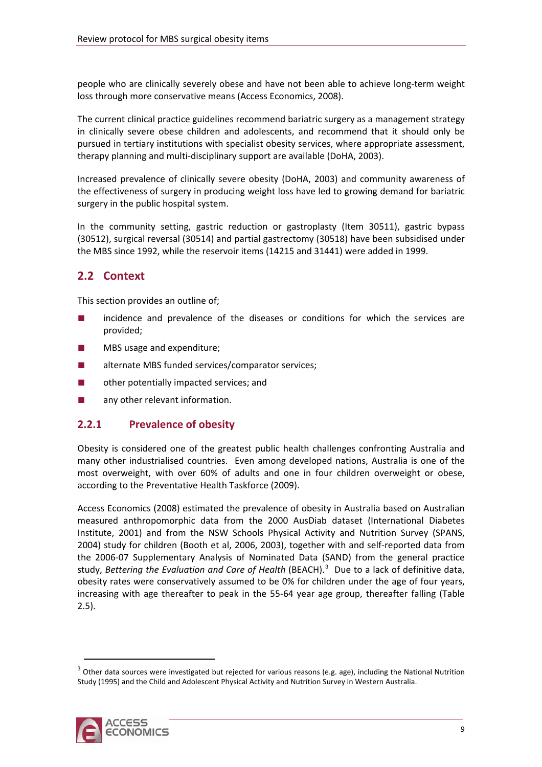people who are clinically severely obese and have not been able to achieve long-term weight loss through more conservative means (Access Economics, 2008).

The current clinical practice guidelines recommend bariatric surgery as a management strategy in clinically severe obese children and adolescents, and recommend that it should only be pursued in tertiary institutions with specialist obesity services, where appropriate assessment, therapy planning and multi-disciplinary support are available (DoHA, 2003).

Increased prevalence of clinically severe obesity (DoHA, 2003) and community awareness of the effectiveness of surgery in producing weight loss have led to growing demand for bariatric surgery in the public hospital system.

In the community setting, gastric reduction or gastroplasty (Item 30511), gastric bypass (30512), surgical reversal (30514) and partial gastrectomy (30518) have been subsidised under the MBS since 1992, while the reservoir items (14215 and 31441) were added in 1999.

## 2.2 Context

This section provides an outline of;

- incidence and prevalence of the diseases or conditions for which the services are provided;
- MBS usage and expenditure;
- alternate MBS funded services/comparator services;
- other potentially impacted services; and
- any other relevant information.

### 2.2.1 Prevalence of obesity

Obesity is considered one of the greatest public health challenges confronting Australia and many other industrialised countries. Even among developed nations, Australia is one of the most overweight, with over 60% of adults and one in four children overweight or obese, according to the Preventative Health Taskforce (2009).

Access Economics (2008) estimated the prevalence of obesity in Australia based on Australian measured anthropomorphic data from the 2000 AusDiab dataset (International Diabetes Institute, 2001) and from the NSW Schools Physical Activity and Nutrition Survey (SPANS, 2004) study for children (Booth et al, 2006, 2003), together with and self-reported data from the 2006-07 Supplementary Analysis of Nominated Data (SAND) from the general practice study, *Bettering the Evaluation and Care of Health* (BEACH).[3] Due to a lack of definitive data, obesity rates were conservatively assumed to be 0% for children under the age of four years, increasing with age thereafter to peak in the 55-64 year age group, thereafter falling (Table 2.5).

[3] Other data sources were investigated but rejected for various reasons (e.g. age), including the National Nutrition Study (1995) and the Child and Adolescent Physical Activity and Nutrition Survey in Western Australia.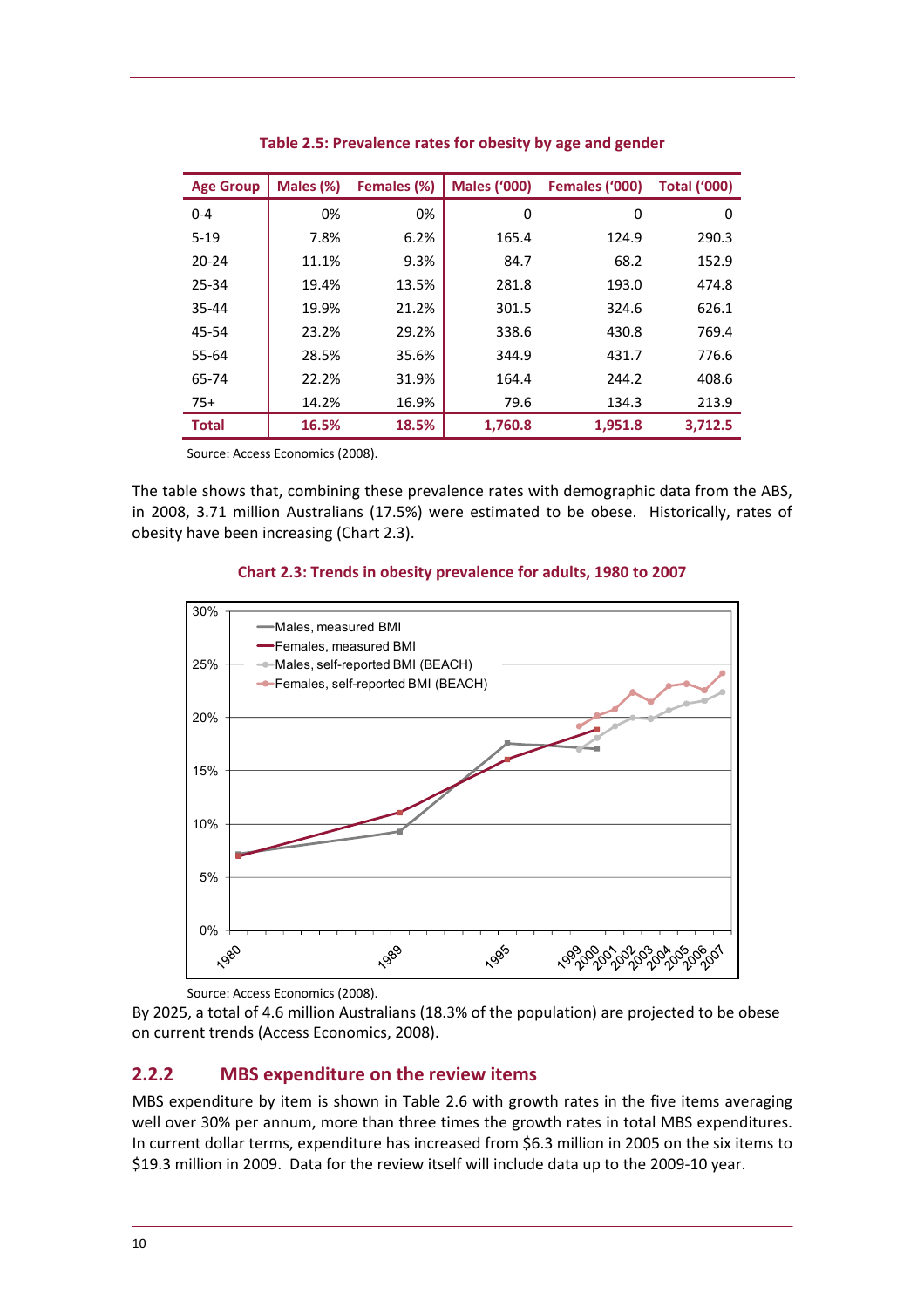**Table 2.5: Prevalence rates for obesity by age and gender**

| Age Group | Males (%) | Females (%) | Males ('000) | Females ('000) | Total ('000) |
|---|---|---|---|---|---|
| 0-4 | 0% | 0% | 0 | 0 | 0 |
| 5-19 | 7.8% | 6.2% | 165.4 | 124.9 | 290.3 |
| 20-24 | 11.1% | 9.3% | 84.7 | 68.2 | 152.9 |
| 25-34 | 19.4% | 13.5% | 281.8 | 193.0 | 474.8 |
| 35-44 | 19.9% | 21.2% | 301.5 | 324.6 | 626.1 |
| 45-54 | 23.2% | 29.2% | 338.6 | 430.8 | 769.4 |
| 55-64 | 28.5% | 35.6% | 344.9 | 431.7 | 776.6 |
| 65-74 | 22.2% | 31.9% | 164.4 | 244.2 | 408.6 |
| 75+ | 14.2% | 16.9% | 79.6 | 134.3 | 213.9 |
| **Total** | **16.5%** | **18.5%** | **1,760.8** | **1,951.8** | **3,712.5** |

Source: Access Economics (2008).

The table shows that, combining these prevalence rates with demographic data from the ABS, in 2008, 3.71 million Australians (17.5%) were estimated to be obese. Historically, rates of obesity have been increasing (Chart 2.3).

**Chart 2.3: Trends in obesity prevalence for adults, 1980 to 2007**

Source: Access Economics (2008).

By 2025, a total of 4.6 million Australians (18.3% of the population) are projected to be obese on current trends (Access Economics, 2008).

## 2.2.2 MBS expenditure on the review items

MBS expenditure by item is shown in Table 2.6 with growth rates in the five items averaging well over 30% per annum, more than three times the growth rates in total MBS expenditures. In current dollar terms, expenditure has increased from $6.3 million in 2005 on the six items to $19.3 million in 2009. Data for the review itself will include data up to the 2009-10 year.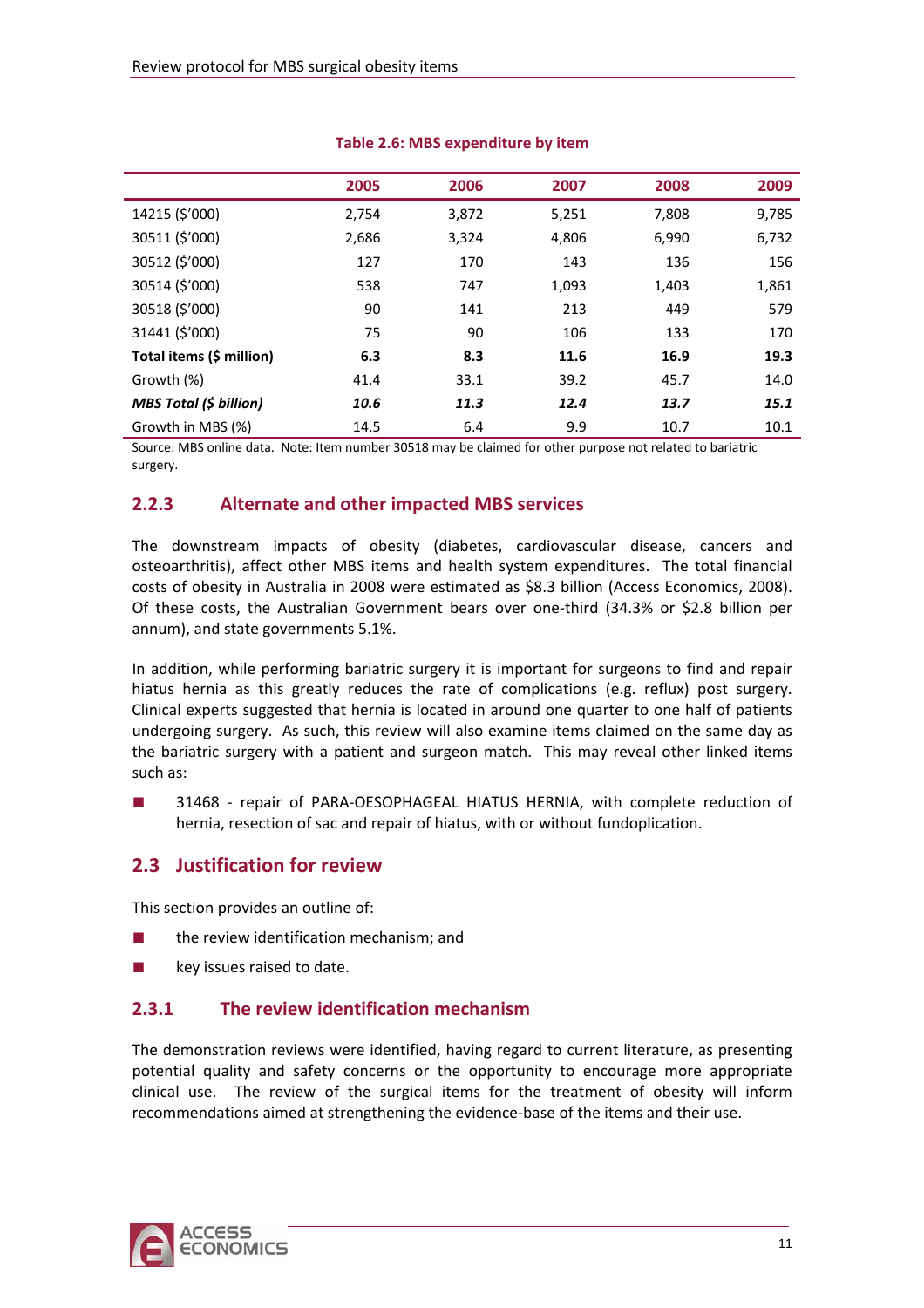**Table 2.6: MBS expenditure by item**

| | 2005 | 2006 | 2007 | 2008 | 2009 |
|---|---|---|---|---|---|
| 14215 ($'000) | 2,754 | 3,872 | 5,251 | 7,808 | 9,785 |
| 30511 ($'000) | 2,686 | 3,324 | 4,806 | 6,990 | 6,732 |
| 30512 ($'000) | 127 | 170 | 143 | 136 | 156 |
| 30514 ($'000) | 538 | 747 | 1,093 | 1,403 | 1,861 |
| 30518 ($'000) | 90 | 141 | 213 | 449 | 579 |
| 31441 ($'000) | 75 | 90 | 106 | 133 | 170 |
| **Total items ($ million)** | **6.3** | **8.3** | **11.6** | **16.9** | **19.3** |
| Growth (%) | 41.4 | 33.1 | 39.2 | 45.7 | 14.0 |
| ***MBS Total ($ billion)*** | ***10.6*** | ***11.3*** | ***12.4*** | ***13.7*** | ***15.1*** |
| Growth in MBS (%) | 14.5 | 6.4 | 9.9 | 10.7 | 10.1 |

Source: MBS online data. Note: Item number 30518 may be claimed for other purpose not related to bariatric surgery.

### 2.2.3 Alternate and other impacted MBS services

The downstream impacts of obesity (diabetes, cardiovascular disease, cancers and osteoarthritis), affect other MBS items and health system expenditures. The total financial costs of obesity in Australia in 2008 were estimated as $8.3 billion (Access Economics, 2008). Of these costs, the Australian Government bears over one-third (34.3% or $2.8 billion per annum), and state governments 5.1%.

In addition, while performing bariatric surgery it is important for surgeons to find and repair hiatus hernia as this greatly reduces the rate of complications (e.g. reflux) post surgery. Clinical experts suggested that hernia is located in around one quarter to one half of patients undergoing surgery. As such, this review will also examine items claimed on the same day as the bariatric surgery with a patient and surgeon match. This may reveal other linked items such as:

- 31468 - repair of PARA-OESOPHAGEAL HIATUS HERNIA, with complete reduction of hernia, resection of sac and repair of hiatus, with or without fundoplication.

## 2.3 Justification for review

This section provides an outline of:

- the review identification mechanism; and
- key issues raised to date.

### 2.3.1 The review identification mechanism

The demonstration reviews were identified, having regard to current literature, as presenting potential quality and safety concerns or the opportunity to encourage more appropriate clinical use. The review of the surgical items for the treatment of obesity will inform recommendations aimed at strengthening the evidence-base of the items and their use.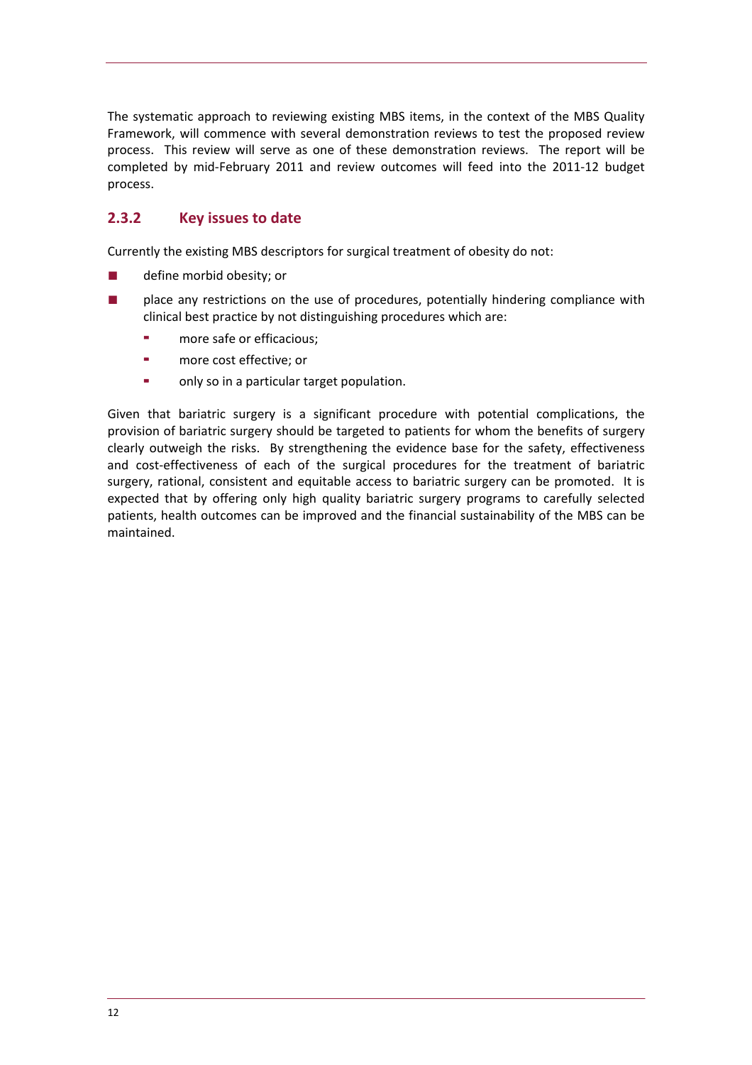The systematic approach to reviewing existing MBS items, in the context of the MBS Quality Framework, will commence with several demonstration reviews to test the proposed review process. This review will serve as one of these demonstration reviews. The report will be completed by mid-February 2011 and review outcomes will feed into the 2011-12 budget process.

### 2.3.2 Key issues to date

Currently the existing MBS descriptors for surgical treatment of obesity do not:

- define morbid obesity; or
- place any restrictions on the use of procedures, potentially hindering compliance with clinical best practice by not distinguishing procedures which are:
  - more safe or efficacious;
  - more cost effective; or
  - only so in a particular target population.

Given that bariatric surgery is a significant procedure with potential complications, the provision of bariatric surgery should be targeted to patients for whom the benefits of surgery clearly outweigh the risks. By strengthening the evidence base for the safety, effectiveness and cost-effectiveness of each of the surgical procedures for the treatment of bariatric surgery, rational, consistent and equitable access to bariatric surgery can be promoted. It is expected that by offering only high quality bariatric surgery programs to carefully selected patients, health outcomes can be improved and the financial sustainability of the MBS can be maintained.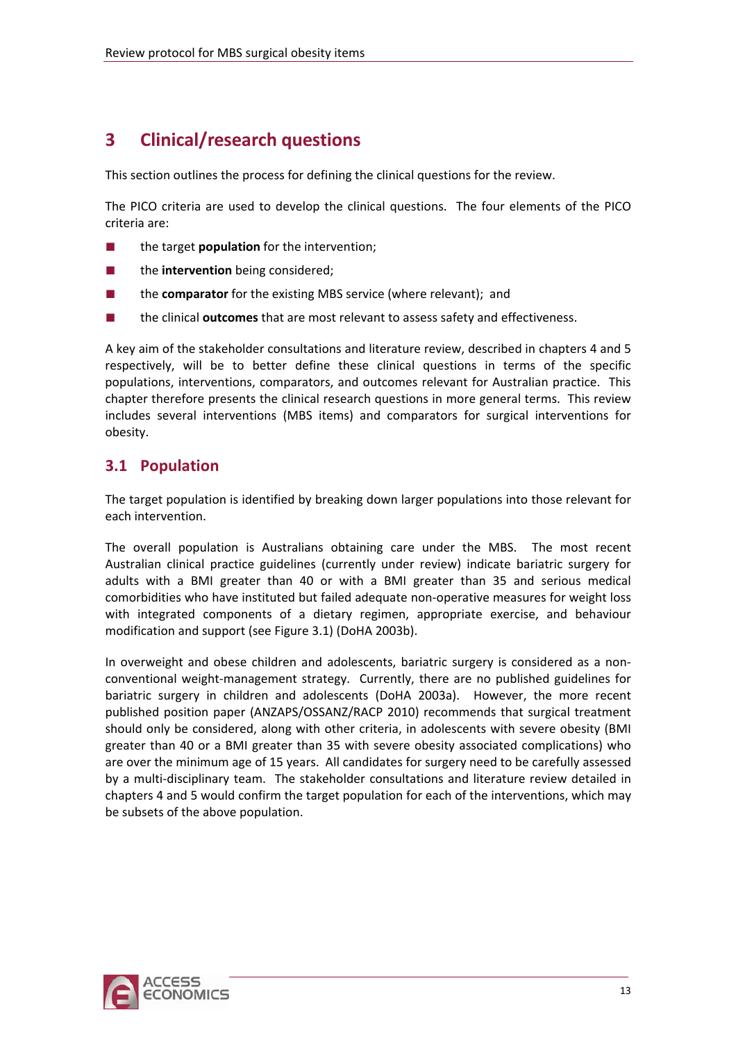# 3 Clinical/research questions

This section outlines the process for defining the clinical questions for the review.

The PICO criteria are used to develop the clinical questions. The four elements of the PICO criteria are:

- the target **population** for the intervention;
- the **intervention** being considered;
- the **comparator** for the existing MBS service (where relevant); and
- the clinical **outcomes** that are most relevant to assess safety and effectiveness.

A key aim of the stakeholder consultations and literature review, described in chapters 4 and 5 respectively, will be to better define these clinical questions in terms of the specific populations, interventions, comparators, and outcomes relevant for Australian practice. This chapter therefore presents the clinical research questions in more general terms. This review includes several interventions (MBS items) and comparators for surgical interventions for obesity.

## 3.1 Population

The target population is identified by breaking down larger populations into those relevant for each intervention.

The overall population is Australians obtaining care under the MBS. The most recent Australian clinical practice guidelines (currently under review) indicate bariatric surgery for adults with a BMI greater than 40 or with a BMI greater than 35 and serious medical comorbidities who have instituted but failed adequate non-operative measures for weight loss with integrated components of a dietary regimen, appropriate exercise, and behaviour modification and support (see Figure 3.1) (DoHA 2003b).

In overweight and obese children and adolescents, bariatric surgery is considered as a non-conventional weight-management strategy. Currently, there are no published guidelines for bariatric surgery in children and adolescents (DoHA 2003a). However, the more recent published position paper (ANZAPS/OSSANZ/RACP 2010) recommends that surgical treatment should only be considered, along with other criteria, in adolescents with severe obesity (BMI greater than 40 or a BMI greater than 35 with severe obesity associated complications) who are over the minimum age of 15 years. All candidates for surgery need to be carefully assessed by a multi-disciplinary team. The stakeholder consultations and literature review detailed in chapters 4 and 5 would confirm the target population for each of the interventions, which may be subsets of the above population.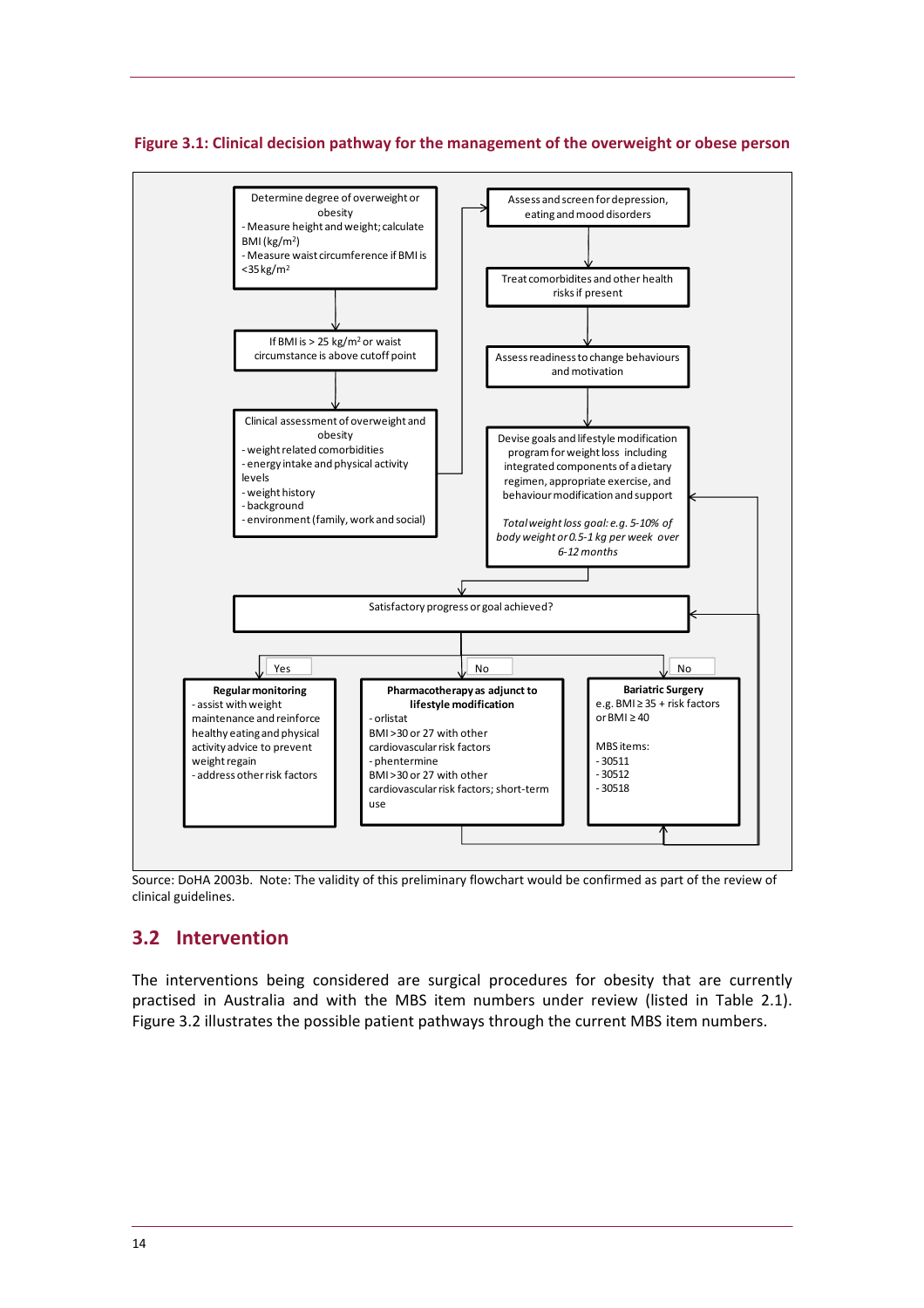**Figure 3.1: Clinical decision pathway for the management of the overweight or obese person**

Determine degree of overweight or obesity
- Measure height and weight; calculate BMI (kg/m$^2$)
- Measure waist circumference if BMI is <35 kg/m$^2$

If BMI is > 25 kg/m$^2$ or waist circumference is above cutoff point

Clinical assessment of overweight and obesity
- weight related comorbidities
- energy intake and physical activity levels
- weight history
- background
- environment (family, work and social)

Assess and screen for depression, eating and mood disorders

Treat comorbidites and other health risks if present

Assess readiness to change behaviours and motivation

Devise goals and lifestyle modification program for weight loss including integrated components of a dietary regimen, appropriate exercise, and behaviour modification and support

*Total weight loss goal: e.g. 5-10% of body weight or 0.5-1 kg per week over 6-12 months*

Satisfactory progress or goal achieved?

Yes

**Regular monitoring**
- assist with weight maintenance and reinforce healthy eating and physical activity advice to prevent weight regain
- address other risk factors

No

**Pharmacotherapy as adjunct to lifestyle modification**
- orlistat
BMI >30 or 27 with other cardiovascular risk factors
- phentermine
BMI >30 or 27 with other cardiovascular risk factors; short-term use

No

**Bariatric Surgery**
e.g. BMI ≥ 35 + risk factors or BMI ≥ 40

MBS items:
- 30511
- 30512
- 30518

Source: DoHA 2003b. Note: The validity of this preliminary flowchart would be confirmed as part of the review of clinical guidelines.

## 3.2 Intervention

The interventions being considered are surgical procedures for obesity that are currently practised in Australia and with the MBS item numbers under review (listed in Table 2.1). Figure 3.2 illustrates the possible patient pathways through the current MBS item numbers.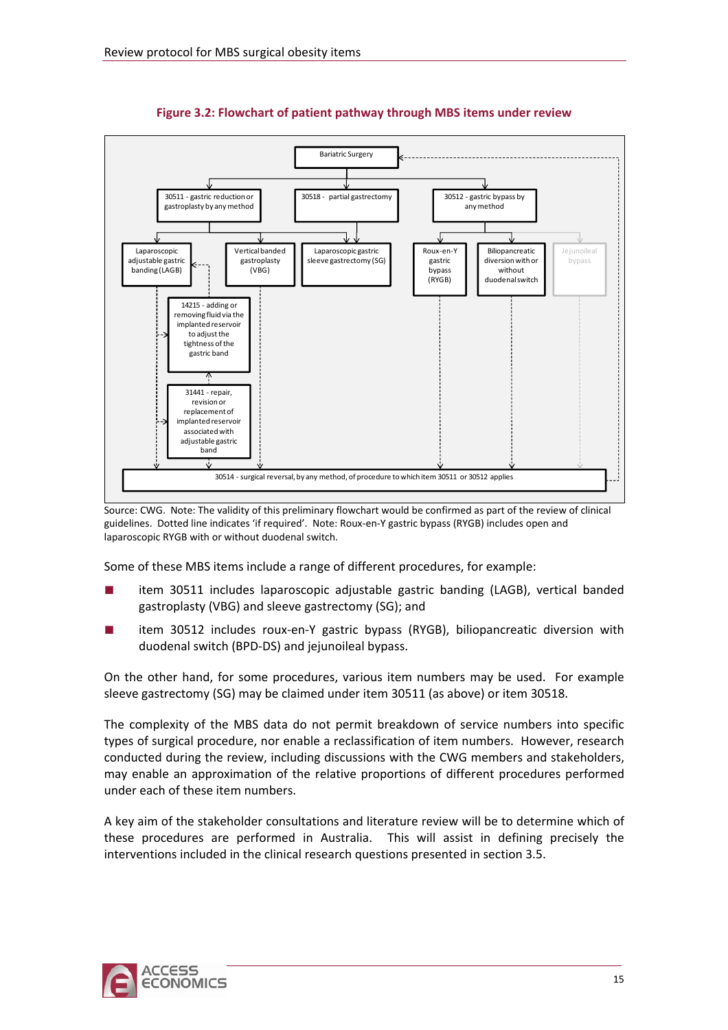**Figure 3.2: Flowchart of patient pathway through MBS items under review**

Bariatric Surgery

30511 - gastric reduction or gastroplasty by any method

30518 - partial gastrectomy

30512 - gastric bypass by any method

Laparoscopic adjustable gastric banding (LAGB)

Vertical banded gastroplasty (VBG)

Laparoscopic gastric sleeve gastrectomy (SG)

Roux-en-Y gastric bypass (RYGB)

Biliopancreatic diversion with or without duodenal switch

Jejunoileal bypass

14215 - adding or removing fluid via the implanted reservoir to adjust the tightness of the gastric band

31441 - repair, revision or replacement of implanted reservoir associated with adjustable gastric band

30514 - surgical reversal, by any method, of procedure to which item 30511 or 30512 applies

Source: CWG. Note: The validity of this preliminary flowchart would be confirmed as part of the review of clinical guidelines. Dotted line indicates 'if required'. Note: Roux-en-Y gastric bypass (RYGB) includes open and laparoscopic RYGB with or without duodenal switch.

Some of these MBS items include a range of different procedures, for example:

- item 30511 includes laparoscopic adjustable gastric banding (LAGB), vertical banded gastroplasty (VBG) and sleeve gastrectomy (SG); and
- item 30512 includes roux-en-Y gastric bypass (RYGB), biliopancreatic diversion with duodenal switch (BPD-DS) and jejunoileal bypass.

On the other hand, for some procedures, various item numbers may be used. For example sleeve gastrectomy (SG) may be claimed under item 30511 (as above) or item 30518.

The complexity of the MBS data do not permit breakdown of service numbers into specific types of surgical procedure, nor enable a reclassification of item numbers. However, research conducted during the review, including discussions with the CWG members and stakeholders, may enable an approximation of the relative proportions of different procedures performed under each of these item numbers.

A key aim of the stakeholder consultations and literature review will be to determine which of these procedures are performed in Australia. This will assist in defining precisely the interventions included in the clinical research questions presented in section 3.5.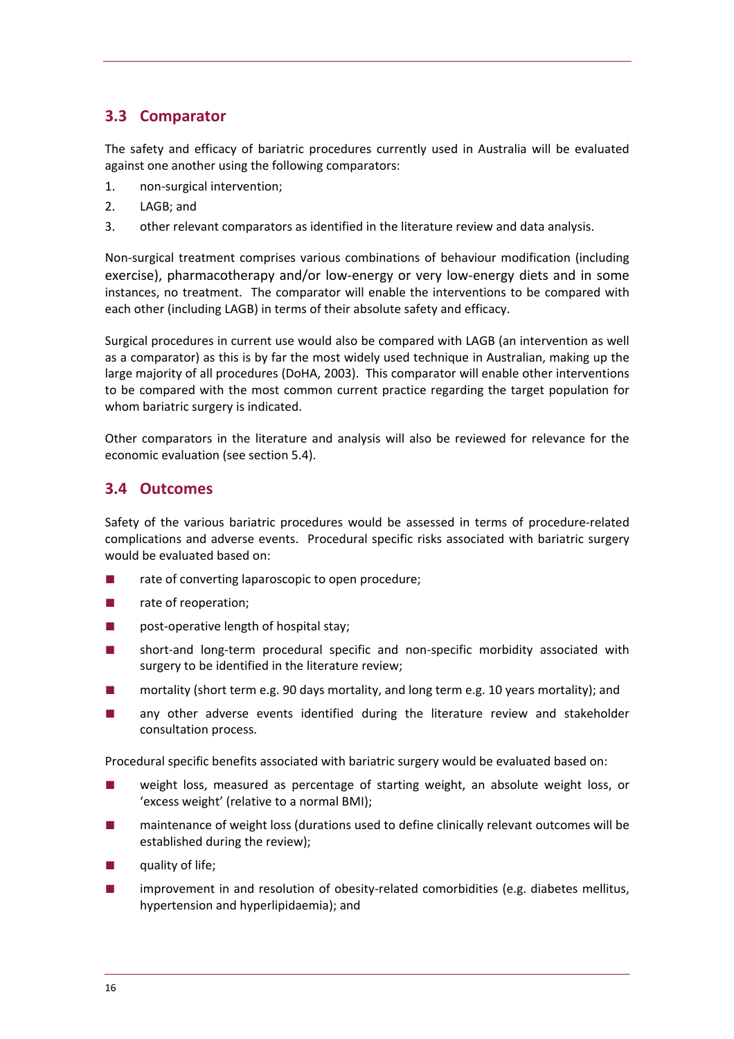## 3.3 Comparator

The safety and efficacy of bariatric procedures currently used in Australia will be evaluated against one another using the following comparators:

1. non-surgical intervention;
2. LAGB; and
3. other relevant comparators as identified in the literature review and data analysis.

Non-surgical treatment comprises various combinations of behaviour modification (including exercise), pharmacotherapy and/or low-energy or very low-energy diets and in some instances, no treatment. The comparator will enable the interventions to be compared with each other (including LAGB) in terms of their absolute safety and efficacy.

Surgical procedures in current use would also be compared with LAGB (an intervention as well as a comparator) as this is by far the most widely used technique in Australian, making up the large majority of all procedures (DoHA, 2003). This comparator will enable other interventions to be compared with the most common current practice regarding the target population for whom bariatric surgery is indicated.

Other comparators in the literature and analysis will also be reviewed for relevance for the economic evaluation (see section 5.4).

## 3.4 Outcomes

Safety of the various bariatric procedures would be assessed in terms of procedure-related complications and adverse events. Procedural specific risks associated with bariatric surgery would be evaluated based on:

- rate of converting laparoscopic to open procedure;
- rate of reoperation;
- post-operative length of hospital stay;
- short-and long-term procedural specific and non-specific morbidity associated with surgery to be identified in the literature review;
- mortality (short term e.g. 90 days mortality, and long term e.g. 10 years mortality); and
- any other adverse events identified during the literature review and stakeholder consultation process.

Procedural specific benefits associated with bariatric surgery would be evaluated based on:

- weight loss, measured as percentage of starting weight, an absolute weight loss, or 'excess weight' (relative to a normal BMI);
- maintenance of weight loss (durations used to define clinically relevant outcomes will be established during the review);
- quality of life;
- improvement in and resolution of obesity-related comorbidities (e.g. diabetes mellitus, hypertension and hyperlipidaemia); and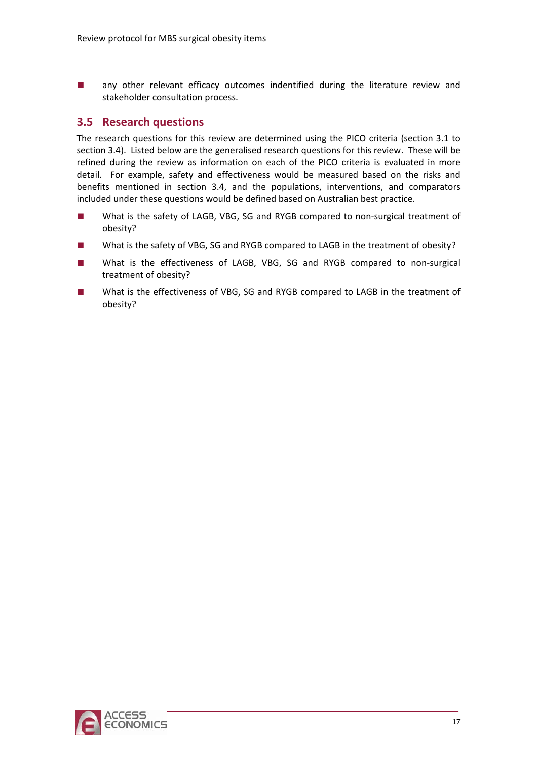- any other relevant efficacy outcomes indentified during the literature review and stakeholder consultation process.

## 3.5 Research questions

The research questions for this review are determined using the PICO criteria (section 3.1 to section 3.4). Listed below are the generalised research questions for this review. These will be refined during the review as information on each of the PICO criteria is evaluated in more detail. For example, safety and effectiveness would be measured based on the risks and benefits mentioned in section 3.4, and the populations, interventions, and comparators included under these questions would be defined based on Australian best practice.

- What is the safety of LAGB, VBG, SG and RYGB compared to non-surgical treatment of obesity?
- What is the safety of VBG, SG and RYGB compared to LAGB in the treatment of obesity?
- What is the effectiveness of LAGB, VBG, SG and RYGB compared to non-surgical treatment of obesity?
- What is the effectiveness of VBG, SG and RYGB compared to LAGB in the treatment of obesity?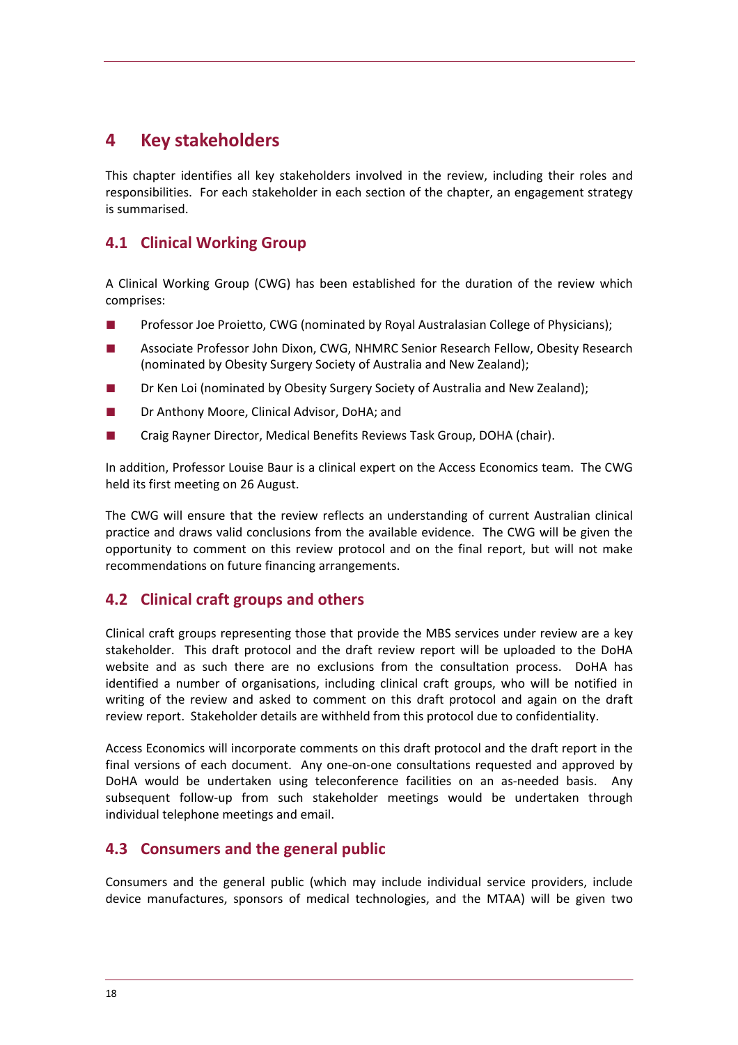# 4 Key stakeholders

This chapter identifies all key stakeholders involved in the review, including their roles and responsibilities. For each stakeholder in each section of the chapter, an engagement strategy is summarised.

## 4.1 Clinical Working Group

A Clinical Working Group (CWG) has been established for the duration of the review which comprises:

- Professor Joe Proietto, CWG (nominated by Royal Australasian College of Physicians);
- Associate Professor John Dixon, CWG, NHMRC Senior Research Fellow, Obesity Research (nominated by Obesity Surgery Society of Australia and New Zealand);
- Dr Ken Loi (nominated by Obesity Surgery Society of Australia and New Zealand);
- Dr Anthony Moore, Clinical Advisor, DoHA; and
- Craig Rayner Director, Medical Benefits Reviews Task Group, DOHA (chair).

In addition, Professor Louise Baur is a clinical expert on the Access Economics team. The CWG held its first meeting on 26 August.

The CWG will ensure that the review reflects an understanding of current Australian clinical practice and draws valid conclusions from the available evidence. The CWG will be given the opportunity to comment on this review protocol and on the final report, but will not make recommendations on future financing arrangements.

## 4.2 Clinical craft groups and others

Clinical craft groups representing those that provide the MBS services under review are a key stakeholder. This draft protocol and the draft review report will be uploaded to the DoHA website and as such there are no exclusions from the consultation process. DoHA has identified a number of organisations, including clinical craft groups, who will be notified in writing of the review and asked to comment on this draft protocol and again on the draft review report. Stakeholder details are withheld from this protocol due to confidentiality.

Access Economics will incorporate comments on this draft protocol and the draft report in the final versions of each document. Any one-on-one consultations requested and approved by DoHA would be undertaken using teleconference facilities on an as-needed basis. Any subsequent follow-up from such stakeholder meetings would be undertaken through individual telephone meetings and email.

## 4.3 Consumers and the general public

Consumers and the general public (which may include individual service providers, include device manufactures, sponsors of medical technologies, and the MTAA) will be given two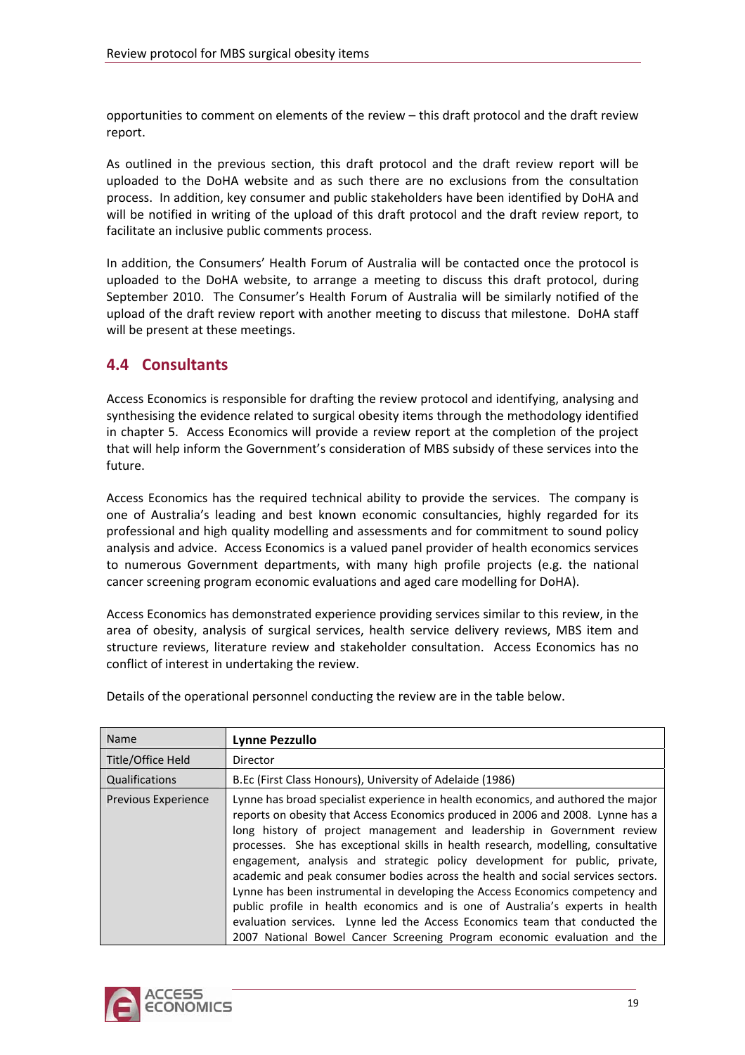opportunities to comment on elements of the review – this draft protocol and the draft review report.

As outlined in the previous section, this draft protocol and the draft review report will be uploaded to the DoHA website and as such there are no exclusions from the consultation process. In addition, key consumer and public stakeholders have been identified by DoHA and will be notified in writing of the upload of this draft protocol and the draft review report, to facilitate an inclusive public comments process.

In addition, the Consumers' Health Forum of Australia will be contacted once the protocol is uploaded to the DoHA website, to arrange a meeting to discuss this draft protocol, during September 2010. The Consumer's Health Forum of Australia will be similarly notified of the upload of the draft review report with another meeting to discuss that milestone. DoHA staff will be present at these meetings.

## 4.4 Consultants

Access Economics is responsible for drafting the review protocol and identifying, analysing and synthesising the evidence related to surgical obesity items through the methodology identified in chapter 5. Access Economics will provide a review report at the completion of the project that will help inform the Government's consideration of MBS subsidy of these services into the future.

Access Economics has the required technical ability to provide the services. The company is one of Australia's leading and best known economic consultancies, highly regarded for its professional and high quality modelling and assessments and for commitment to sound policy analysis and advice. Access Economics is a valued panel provider of health economics services to numerous Government departments, with many high profile projects (e.g. the national cancer screening program economic evaluations and aged care modelling for DoHA).

Access Economics has demonstrated experience providing services similar to this review, in the area of obesity, analysis of surgical services, health service delivery reviews, MBS item and structure reviews, literature review and stakeholder consultation. Access Economics has no conflict of interest in undertaking the review.

Details of the operational personnel conducting the review are in the table below.

| Name | **Lynne Pezzullo** |
|---|---|
| Title/Office Held | Director |
| Qualifications | B.Ec (First Class Honours), University of Adelaide (1986) |
| Previous Experience | Lynne has broad specialist experience in health economics, and authored the major reports on obesity that Access Economics produced in 2006 and 2008. Lynne has a long history of project management and leadership in Government review processes. She has exceptional skills in health research, modelling, consultative engagement, analysis and strategic policy development for public, private, academic and peak consumer bodies across the health and social services sectors. Lynne has been instrumental in developing the Access Economics competency and public profile in health economics and is one of Australia's experts in health evaluation services. Lynne led the Access Economics team that conducted the 2007 National Bowel Cancer Screening Program economic evaluation and the |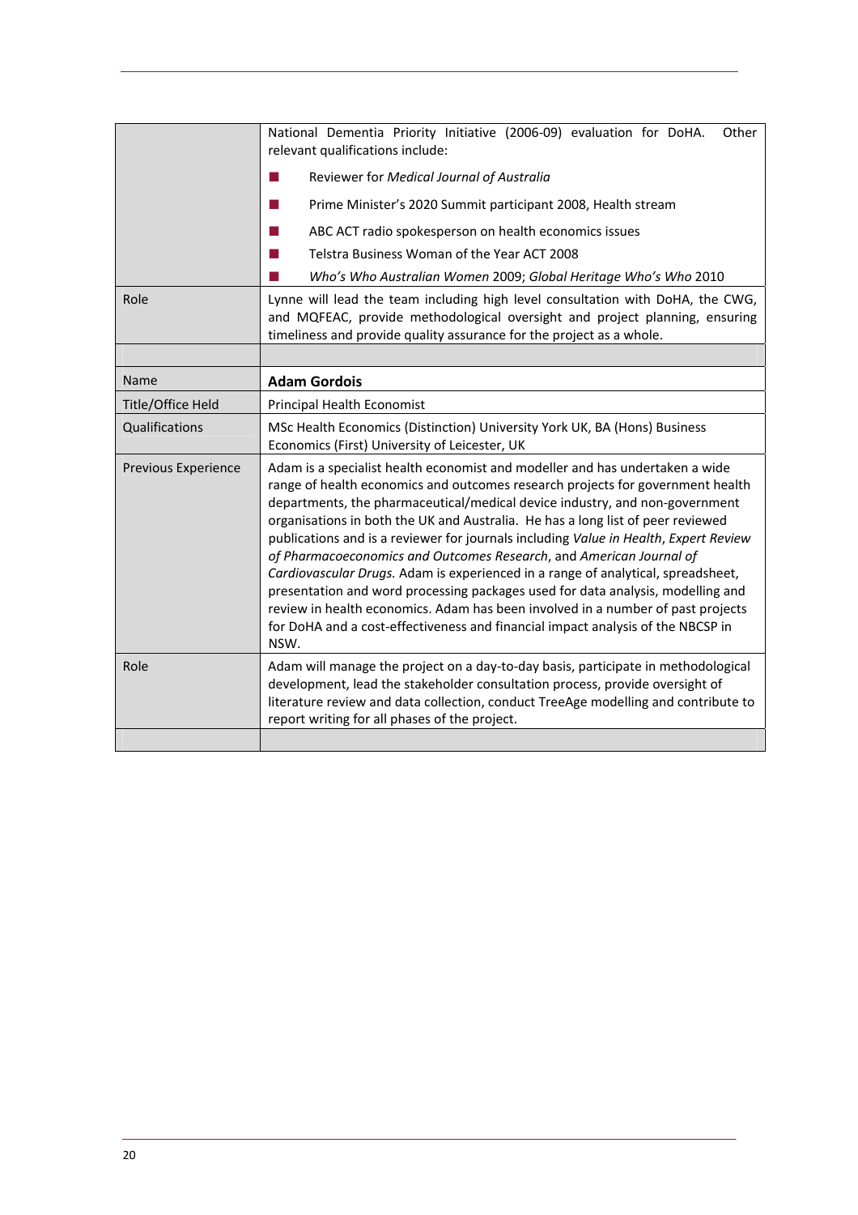| | |
|---|---|
| | National Dementia Priority Initiative (2006-09) evaluation for DoHA. Other relevant qualifications include:<br>■ Reviewer for *Medical Journal of Australia*<br>■ Prime Minister's 2020 Summit participant 2008, Health stream<br>■ ABC ACT radio spokesperson on health economics issues<br>■ Telstra Business Woman of the Year ACT 2008<br>■ *Who's Who Australian Women* 2009; *Global Heritage Who's Who* 2010 |
| Role | Lynne will lead the team including high level consultation with DoHA, the CWG, and MQFEAC, provide methodological oversight and project planning, ensuring timeliness and provide quality assurance for the project as a whole. |
| | |
| Name | **Adam Gordois** |
| Title/Office Held | Principal Health Economist |
| Qualifications | MSc Health Economics (Distinction) University York UK, BA (Hons) Business Economics (First) University of Leicester, UK |
| Previous Experience | Adam is a specialist health economist and modeller and has undertaken a wide range of health economics and outcomes research projects for government health departments, the pharmaceutical/medical device industry, and non-government organisations in both the UK and Australia. He has a long list of peer reviewed publications and is a reviewer for journals including *Value in Health*, *Expert Review of Pharmacoeconomics and Outcomes Research*, and *American Journal of Cardiovascular Drugs.* Adam is experienced in a range of analytical, spreadsheet, presentation and word processing packages used for data analysis, modelling and review in health economics. Adam has been involved in a number of past projects for DoHA and a cost-effectiveness and financial impact analysis of the NBCSP in NSW. |
| Role | Adam will manage the project on a day-to-day basis, participate in methodological development, lead the stakeholder consultation process, provide oversight of literature review and data collection, conduct TreeAge modelling and contribute to report writing for all phases of the project. |
| | |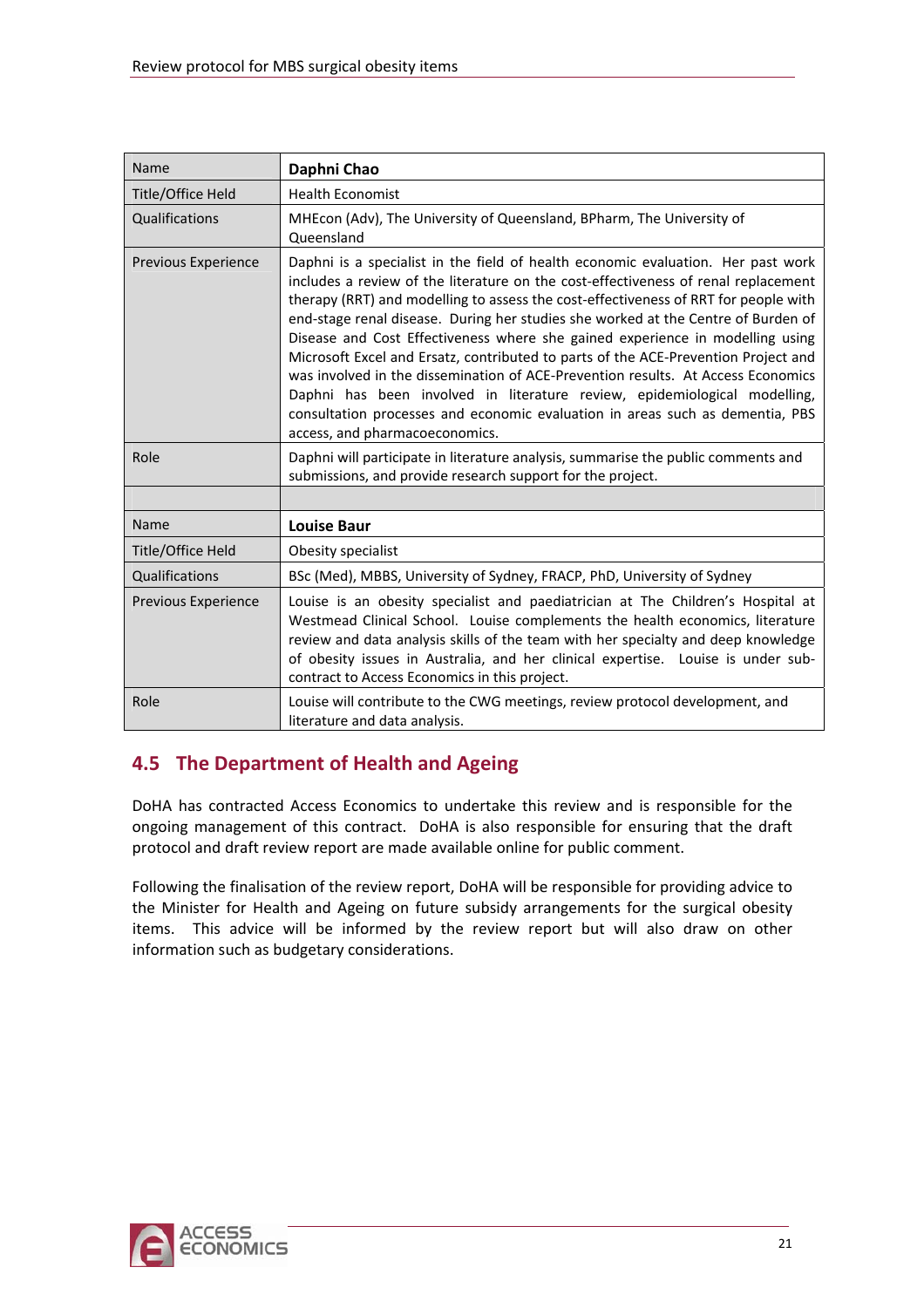| Name | **Daphni Chao** |
|---|---|
| Title/Office Held | Health Economist |
| Qualifications | MHEcon (Adv), The University of Queensland, BPharm, The University of Queensland |
| Previous Experience | Daphni is a specialist in the field of health economic evaluation. Her past work includes a review of the literature on the cost-effectiveness of renal replacement therapy (RRT) and modelling to assess the cost-effectiveness of RRT for people with end-stage renal disease. During her studies she worked at the Centre of Burden of Disease and Cost Effectiveness where she gained experience in modelling using Microsoft Excel and Ersatz, contributed to parts of the ACE-Prevention Project and was involved in the dissemination of ACE-Prevention results. At Access Economics Daphni has been involved in literature review, epidemiological modelling, consultation processes and economic evaluation in areas such as dementia, PBS access, and pharmacoeconomics. |
| Role | Daphni will participate in literature analysis, summarise the public comments and submissions, and provide research support for the project. |
| | |
| Name | **Louise Baur** |
| Title/Office Held | Obesity specialist |
| Qualifications | BSc (Med), MBBS, University of Sydney, FRACP, PhD, University of Sydney |
| Previous Experience | Louise is an obesity specialist and paediatrician at The Children's Hospital at Westmead Clinical School. Louise complements the health economics, literature review and data analysis skills of the team with her specialty and deep knowledge of obesity issues in Australia, and her clinical expertise. Louise is under sub-contract to Access Economics in this project. |
| Role | Louise will contribute to the CWG meetings, review protocol development, and literature and data analysis. |

## 4.5 The Department of Health and Ageing

DoHA has contracted Access Economics to undertake this review and is responsible for the ongoing management of this contract. DoHA is also responsible for ensuring that the draft protocol and draft review report are made available online for public comment.

Following the finalisation of the review report, DoHA will be responsible for providing advice to the Minister for Health and Ageing on future subsidy arrangements for the surgical obesity items. This advice will be informed by the review report but will also draw on other information such as budgetary considerations.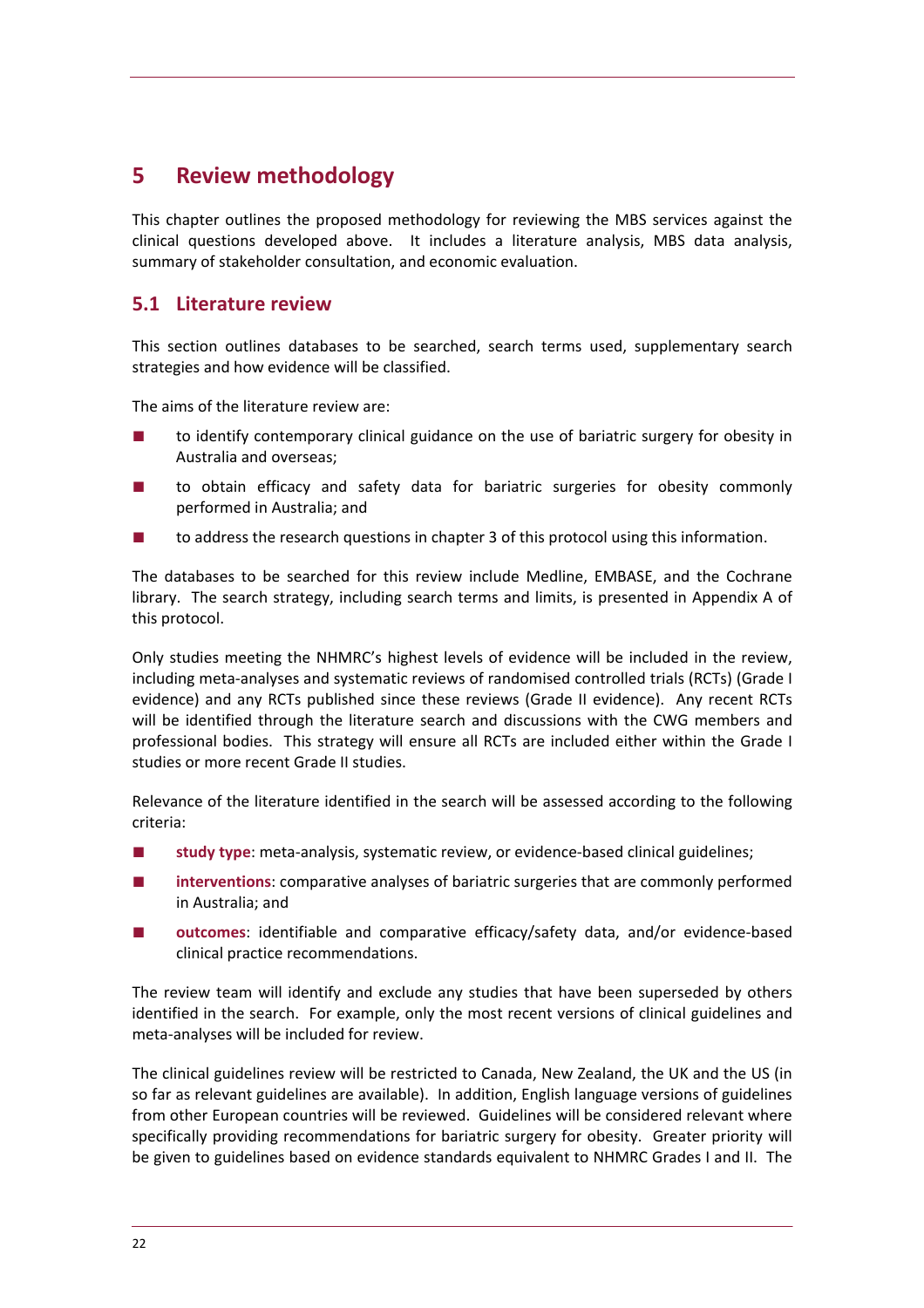# 5 Review methodology

This chapter outlines the proposed methodology for reviewing the MBS services against the clinical questions developed above. It includes a literature analysis, MBS data analysis, summary of stakeholder consultation, and economic evaluation.

## 5.1 Literature review

This section outlines databases to be searched, search terms used, supplementary search strategies and how evidence will be classified.

The aims of the literature review are:

- to identify contemporary clinical guidance on the use of bariatric surgery for obesity in Australia and overseas;
- to obtain efficacy and safety data for bariatric surgeries for obesity commonly performed in Australia; and
- to address the research questions in chapter 3 of this protocol using this information.

The databases to be searched for this review include Medline, EMBASE, and the Cochrane library. The search strategy, including search terms and limits, is presented in Appendix A of this protocol.

Only studies meeting the NHMRC's highest levels of evidence will be included in the review, including meta-analyses and systematic reviews of randomised controlled trials (RCTs) (Grade I evidence) and any RCTs published since these reviews (Grade II evidence). Any recent RCTs will be identified through the literature search and discussions with the CWG members and professional bodies. This strategy will ensure all RCTs are included either within the Grade I studies or more recent Grade II studies.

Relevance of the literature identified in the search will be assessed according to the following criteria:

- **study type**: meta-analysis, systematic review, or evidence-based clinical guidelines;
- **interventions**: comparative analyses of bariatric surgeries that are commonly performed in Australia; and
- **outcomes**: identifiable and comparative efficacy/safety data, and/or evidence-based clinical practice recommendations.

The review team will identify and exclude any studies that have been superseded by others identified in the search. For example, only the most recent versions of clinical guidelines and meta-analyses will be included for review.

The clinical guidelines review will be restricted to Canada, New Zealand, the UK and the US (in so far as relevant guidelines are available). In addition, English language versions of guidelines from other European countries will be reviewed. Guidelines will be considered relevant where specifically providing recommendations for bariatric surgery for obesity. Greater priority will be given to guidelines based on evidence standards equivalent to NHMRC Grades I and II. The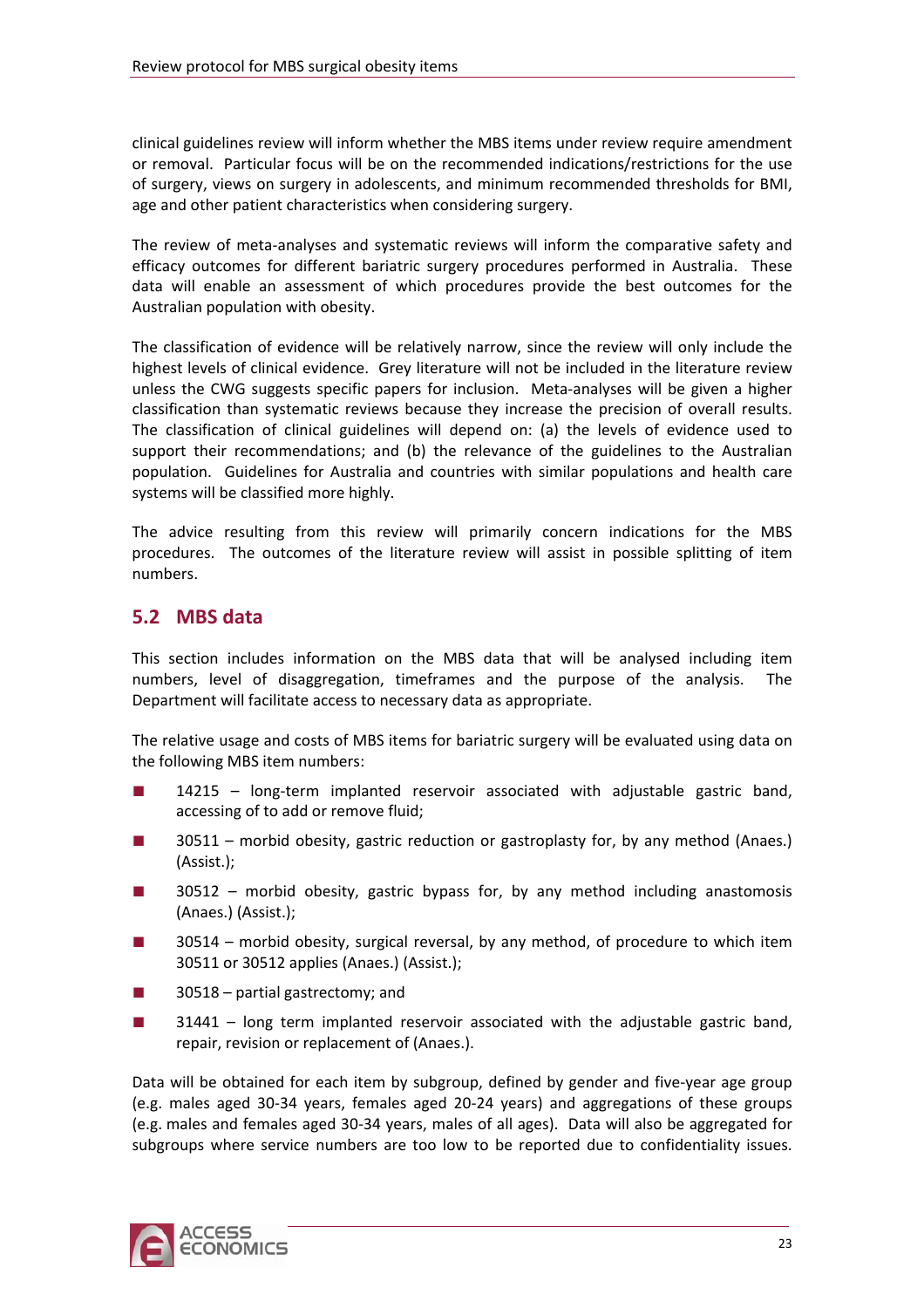clinical guidelines review will inform whether the MBS items under review require amendment or removal. Particular focus will be on the recommended indications/restrictions for the use of surgery, views on surgery in adolescents, and minimum recommended thresholds for BMI, age and other patient characteristics when considering surgery.

The review of meta-analyses and systematic reviews will inform the comparative safety and efficacy outcomes for different bariatric surgery procedures performed in Australia. These data will enable an assessment of which procedures provide the best outcomes for the Australian population with obesity.

The classification of evidence will be relatively narrow, since the review will only include the highest levels of clinical evidence. Grey literature will not be included in the literature review unless the CWG suggests specific papers for inclusion. Meta-analyses will be given a higher classification than systematic reviews because they increase the precision of overall results. The classification of clinical guidelines will depend on: (a) the levels of evidence used to support their recommendations; and (b) the relevance of the guidelines to the Australian population. Guidelines for Australia and countries with similar populations and health care systems will be classified more highly.

The advice resulting from this review will primarily concern indications for the MBS procedures. The outcomes of the literature review will assist in possible splitting of item numbers.

## 5.2 MBS data

This section includes information on the MBS data that will be analysed including item numbers, level of disaggregation, timeframes and the purpose of the analysis. The Department will facilitate access to necessary data as appropriate.

The relative usage and costs of MBS items for bariatric surgery will be evaluated using data on the following MBS item numbers:

- 14215 – long-term implanted reservoir associated with adjustable gastric band, accessing of to add or remove fluid;
- 30511 – morbid obesity, gastric reduction or gastroplasty for, by any method (Anaes.) (Assist.);
- 30512 – morbid obesity, gastric bypass for, by any method including anastomosis (Anaes.) (Assist.);
- 30514 – morbid obesity, surgical reversal, by any method, of procedure to which item 30511 or 30512 applies (Anaes.) (Assist.);
- 30518 – partial gastrectomy; and
- 31441 – long term implanted reservoir associated with the adjustable gastric band, repair, revision or replacement of (Anaes.).

Data will be obtained for each item by subgroup, defined by gender and five-year age group (e.g. males aged 30-34 years, females aged 20-24 years) and aggregations of these groups (e.g. males and females aged 30-34 years, males of all ages). Data will also be aggregated for subgroups where service numbers are too low to be reported due to confidentiality issues.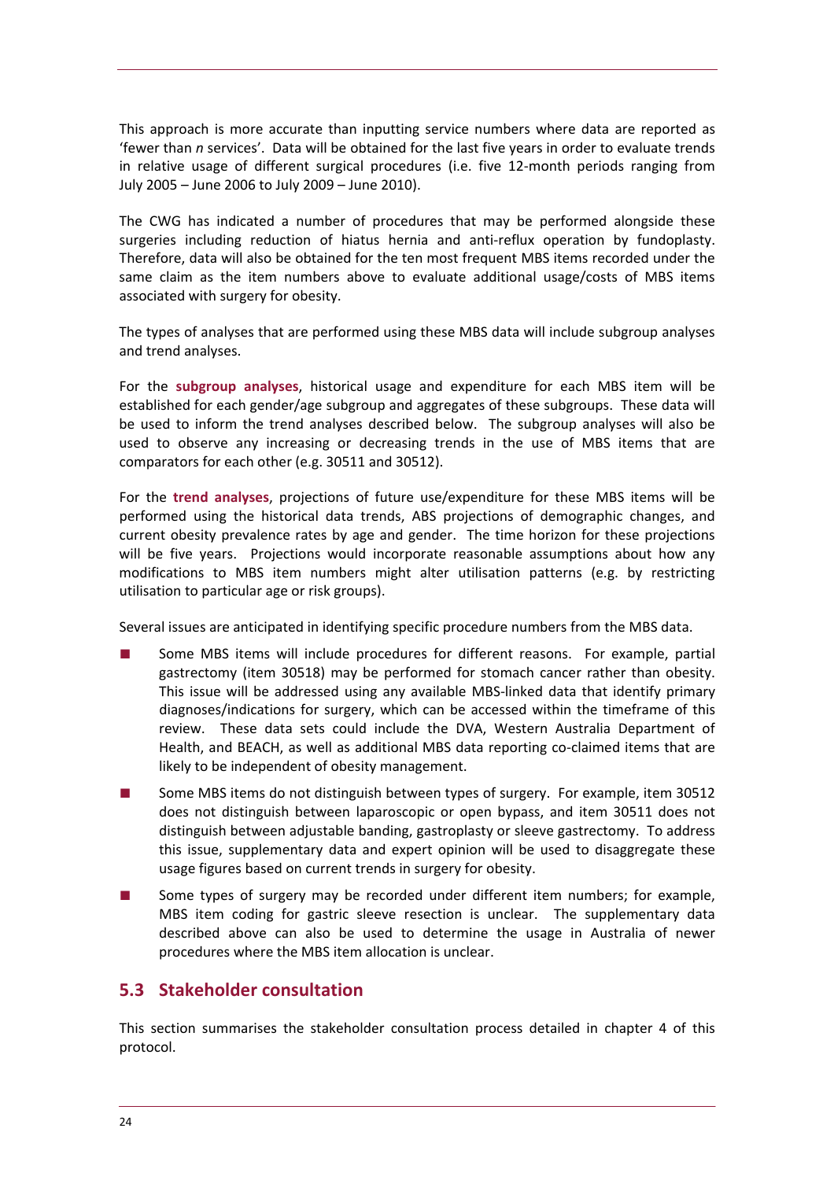This approach is more accurate than inputting service numbers where data are reported as 'fewer than *n* services'. Data will be obtained for the last five years in order to evaluate trends in relative usage of different surgical procedures (i.e. five 12-month periods ranging from July 2005 – June 2006 to July 2009 – June 2010).

The CWG has indicated a number of procedures that may be performed alongside these surgeries including reduction of hiatus hernia and anti-reflux operation by fundoplasty. Therefore, data will also be obtained for the ten most frequent MBS items recorded under the same claim as the item numbers above to evaluate additional usage/costs of MBS items associated with surgery for obesity.

The types of analyses that are performed using these MBS data will include subgroup analyses and trend analyses.

For the **subgroup analyses**, historical usage and expenditure for each MBS item will be established for each gender/age subgroup and aggregates of these subgroups. These data will be used to inform the trend analyses described below. The subgroup analyses will also be used to observe any increasing or decreasing trends in the use of MBS items that are comparators for each other (e.g. 30511 and 30512).

For the **trend analyses**, projections of future use/expenditure for these MBS items will be performed using the historical data trends, ABS projections of demographic changes, and current obesity prevalence rates by age and gender. The time horizon for these projections will be five years. Projections would incorporate reasonable assumptions about how any modifications to MBS item numbers might alter utilisation patterns (e.g. by restricting utilisation to particular age or risk groups).

Several issues are anticipated in identifying specific procedure numbers from the MBS data.

- Some MBS items will include procedures for different reasons. For example, partial gastrectomy (item 30518) may be performed for stomach cancer rather than obesity. This issue will be addressed using any available MBS-linked data that identify primary diagnoses/indications for surgery, which can be accessed within the timeframe of this review. These data sets could include the DVA, Western Australia Department of Health, and BEACH, as well as additional MBS data reporting co-claimed items that are likely to be independent of obesity management.
- Some MBS items do not distinguish between types of surgery. For example, item 30512 does not distinguish between laparoscopic or open bypass, and item 30511 does not distinguish between adjustable banding, gastroplasty or sleeve gastrectomy. To address this issue, supplementary data and expert opinion will be used to disaggregate these usage figures based on current trends in surgery for obesity.
- Some types of surgery may be recorded under different item numbers; for example, MBS item coding for gastric sleeve resection is unclear. The supplementary data described above can also be used to determine the usage in Australia of newer procedures where the MBS item allocation is unclear.

## 5.3 Stakeholder consultation

This section summarises the stakeholder consultation process detailed in chapter 4 of this protocol.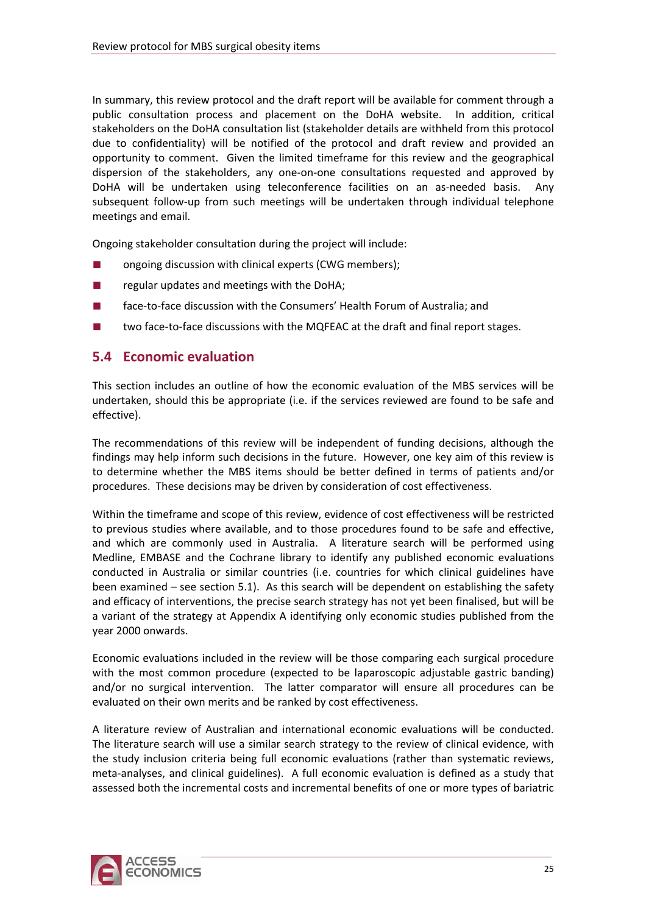In summary, this review protocol and the draft report will be available for comment through a public consultation process and placement on the DoHA website. In addition, critical stakeholders on the DoHA consultation list (stakeholder details are withheld from this protocol due to confidentiality) will be notified of the protocol and draft review and provided an opportunity to comment. Given the limited timeframe for this review and the geographical dispersion of the stakeholders, any one-on-one consultations requested and approved by DoHA will be undertaken using teleconference facilities on an as-needed basis. Any subsequent follow-up from such meetings will be undertaken through individual telephone meetings and email.

Ongoing stakeholder consultation during the project will include:

- ongoing discussion with clinical experts (CWG members);
- regular updates and meetings with the DoHA;
- face-to-face discussion with the Consumers' Health Forum of Australia; and
- two face-to-face discussions with the MQFEAC at the draft and final report stages.

## 5.4 Economic evaluation

This section includes an outline of how the economic evaluation of the MBS services will be undertaken, should this be appropriate (i.e. if the services reviewed are found to be safe and effective).

The recommendations of this review will be independent of funding decisions, although the findings may help inform such decisions in the future. However, one key aim of this review is to determine whether the MBS items should be better defined in terms of patients and/or procedures. These decisions may be driven by consideration of cost effectiveness.

Within the timeframe and scope of this review, evidence of cost effectiveness will be restricted to previous studies where available, and to those procedures found to be safe and effective, and which are commonly used in Australia. A literature search will be performed using Medline, EMBASE and the Cochrane library to identify any published economic evaluations conducted in Australia or similar countries (i.e. countries for which clinical guidelines have been examined – see section 5.1). As this search will be dependent on establishing the safety and efficacy of interventions, the precise search strategy has not yet been finalised, but will be a variant of the strategy at Appendix A identifying only economic studies published from the year 2000 onwards.

Economic evaluations included in the review will be those comparing each surgical procedure with the most common procedure (expected to be laparoscopic adjustable gastric banding) and/or no surgical intervention. The latter comparator will ensure all procedures can be evaluated on their own merits and be ranked by cost effectiveness.

A literature review of Australian and international economic evaluations will be conducted. The literature search will use a similar search strategy to the review of clinical evidence, with the study inclusion criteria being full economic evaluations (rather than systematic reviews, meta-analyses, and clinical guidelines). A full economic evaluation is defined as a study that assessed both the incremental costs and incremental benefits of one or more types of bariatric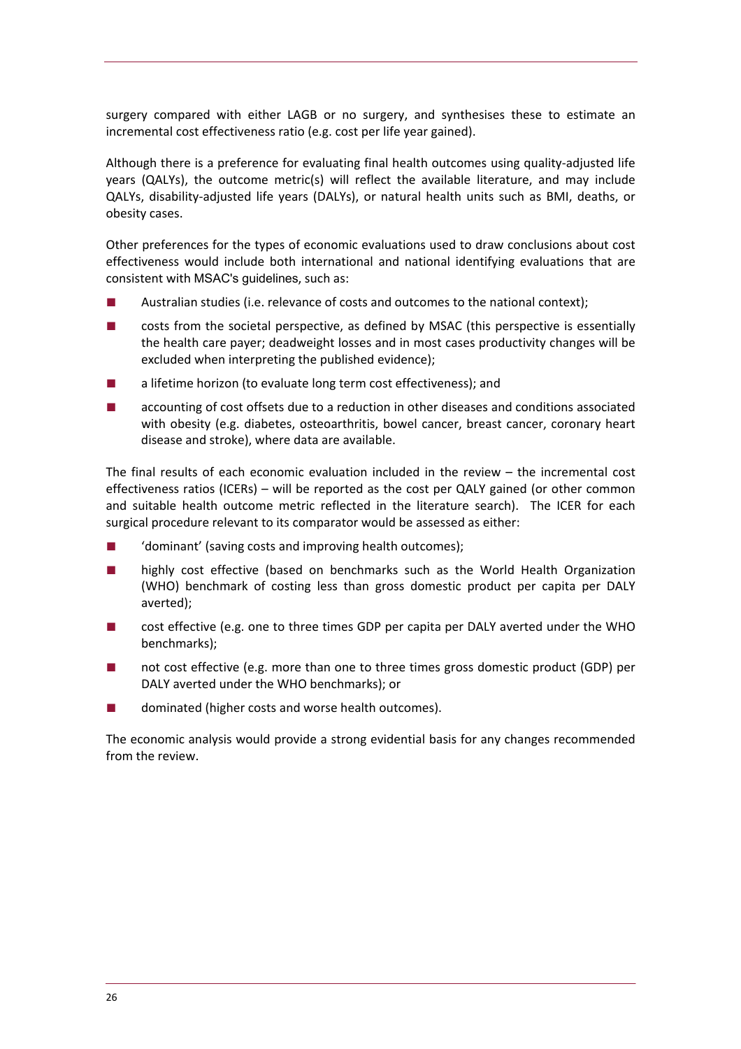surgery compared with either LAGB or no surgery, and synthesises these to estimate an incremental cost effectiveness ratio (e.g. cost per life year gained).

Although there is a preference for evaluating final health outcomes using quality-adjusted life years (QALYs), the outcome metric(s) will reflect the available literature, and may include QALYs, disability-adjusted life years (DALYs), or natural health units such as BMI, deaths, or obesity cases.

Other preferences for the types of economic evaluations used to draw conclusions about cost effectiveness would include both international and national identifying evaluations that are consistent with MSAC's guidelines, such as:

- Australian studies (i.e. relevance of costs and outcomes to the national context);
- costs from the societal perspective, as defined by MSAC (this perspective is essentially the health care payer; deadweight losses and in most cases productivity changes will be excluded when interpreting the published evidence);
- a lifetime horizon (to evaluate long term cost effectiveness); and
- accounting of cost offsets due to a reduction in other diseases and conditions associated with obesity (e.g. diabetes, osteoarthritis, bowel cancer, breast cancer, coronary heart disease and stroke), where data are available.

The final results of each economic evaluation included in the review – the incremental cost effectiveness ratios (ICERs) – will be reported as the cost per QALY gained (or other common and suitable health outcome metric reflected in the literature search). The ICER for each surgical procedure relevant to its comparator would be assessed as either:

- 'dominant' (saving costs and improving health outcomes);
- highly cost effective (based on benchmarks such as the World Health Organization (WHO) benchmark of costing less than gross domestic product per capita per DALY averted);
- cost effective (e.g. one to three times GDP per capita per DALY averted under the WHO benchmarks);
- not cost effective (e.g. more than one to three times gross domestic product (GDP) per DALY averted under the WHO benchmarks); or
- dominated (higher costs and worse health outcomes).

The economic analysis would provide a strong evidential basis for any changes recommended from the review.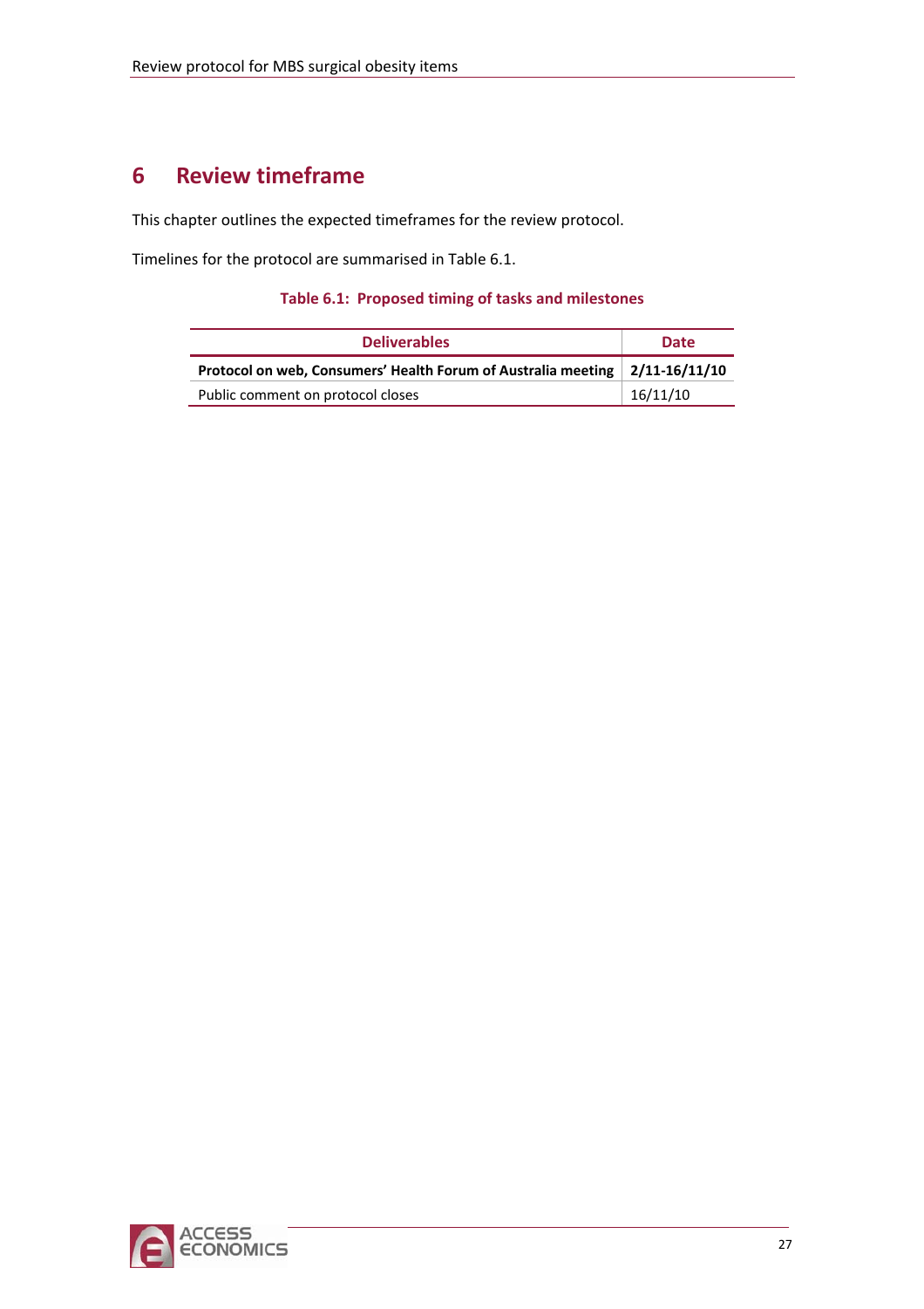# 6 Review timeframe

This chapter outlines the expected timeframes for the review protocol.

Timelines for the protocol are summarised in Table 6.1.

**Table 6.1: Proposed timing of tasks and milestones**

| Deliverables | Date |
|---|---|
| **Protocol on web, Consumers' Health Forum of Australia meeting** | **2/11-16/11/10** |
| Public comment on protocol closes | 16/11/10 |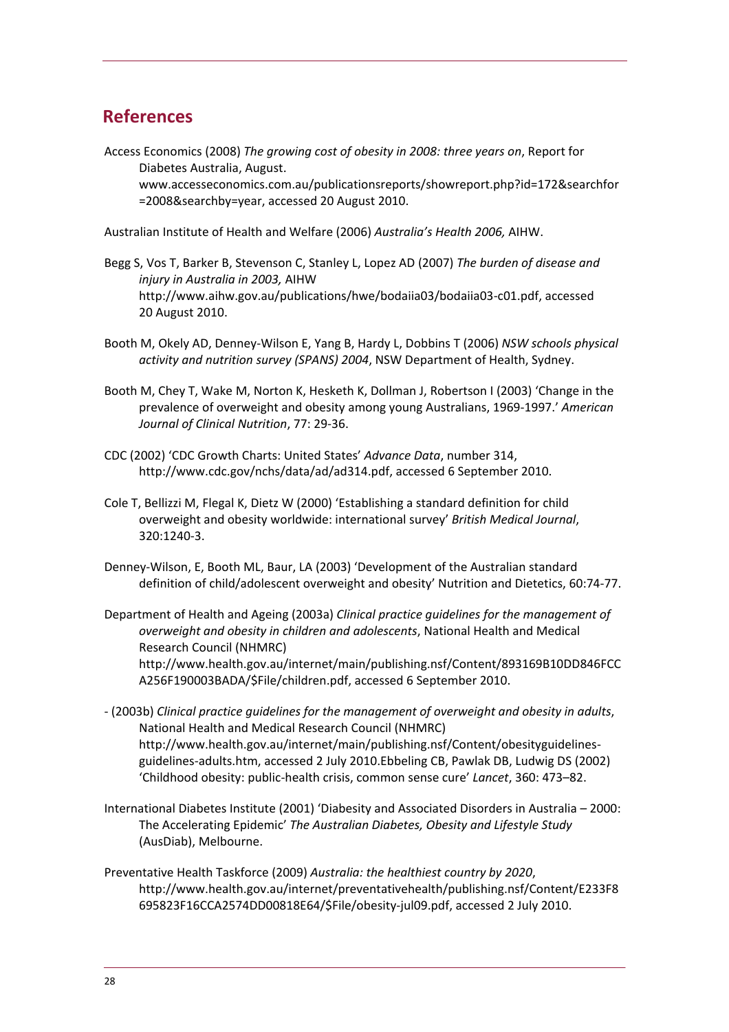## References

Access Economics (2008) *The growing cost of obesity in 2008: three years on*, Report for Diabetes Australia, August. www.accesseconomics.com.au/publicationsreports/showreport.php?id=172&searchfor=2008&searchby=year, accessed 20 August 2010.

Australian Institute of Health and Welfare (2006) *Australia's Health 2006,* AIHW.

Begg S, Vos T, Barker B, Stevenson C, Stanley L, Lopez AD (2007) *The burden of disease and injury in Australia in 2003,* AIHW http://www.aihw.gov.au/publications/hwe/bodaiia03/bodaiia03-c01.pdf, accessed 20 August 2010.

Booth M, Okely AD, Denney-Wilson E, Yang B, Hardy L, Dobbins T (2006) *NSW schools physical activity and nutrition survey (SPANS) 2004*, NSW Department of Health, Sydney.

Booth M, Chey T, Wake M, Norton K, Hesketh K, Dollman J, Robertson I (2003) 'Change in the prevalence of overweight and obesity among young Australians, 1969-1997.' *American Journal of Clinical Nutrition*, 77: 29-36.

CDC (2002) 'CDC Growth Charts: United States' *Advance Data*, number 314, http://www.cdc.gov/nchs/data/ad/ad314.pdf, accessed 6 September 2010.

Cole T, Bellizzi M, Flegal K, Dietz W (2000) 'Establishing a standard definition for child overweight and obesity worldwide: international survey' *British Medical Journal*, 320:1240-3.

Denney-Wilson, E, Booth ML, Baur, LA (2003) 'Development of the Australian standard definition of child/adolescent overweight and obesity' Nutrition and Dietetics, 60:74-77.

Department of Health and Ageing (2003a) *Clinical practice guidelines for the management of overweight and obesity in children and adolescents*, National Health and Medical Research Council (NHMRC) http://www.health.gov.au/internet/main/publishing.nsf/Content/893169B10DD846FCCA256F190003BADA/$File/children.pdf, accessed 6 September 2010.

- (2003b) *Clinical practice guidelines for the management of overweight and obesity in adults*, National Health and Medical Research Council (NHMRC) http://www.health.gov.au/internet/main/publishing.nsf/Content/obesityguidelines-guidelines-adults.htm, accessed 2 July 2010.Ebbeling CB, Pawlak DB, Ludwig DS (2002) 'Childhood obesity: public-health crisis, common sense cure' *Lancet*, 360: 473–82.

International Diabetes Institute (2001) 'Diabesity and Associated Disorders in Australia – 2000: The Accelerating Epidemic' *The Australian Diabetes, Obesity and Lifestyle Study* (AusDiab), Melbourne.

Preventative Health Taskforce (2009) *Australia: the healthiest country by 2020*, http://www.health.gov.au/internet/preventativehealth/publishing.nsf/Content/E233F8695823F16CCA2574DD00818E64/$File/obesity-jul09.pdf, accessed 2 July 2010.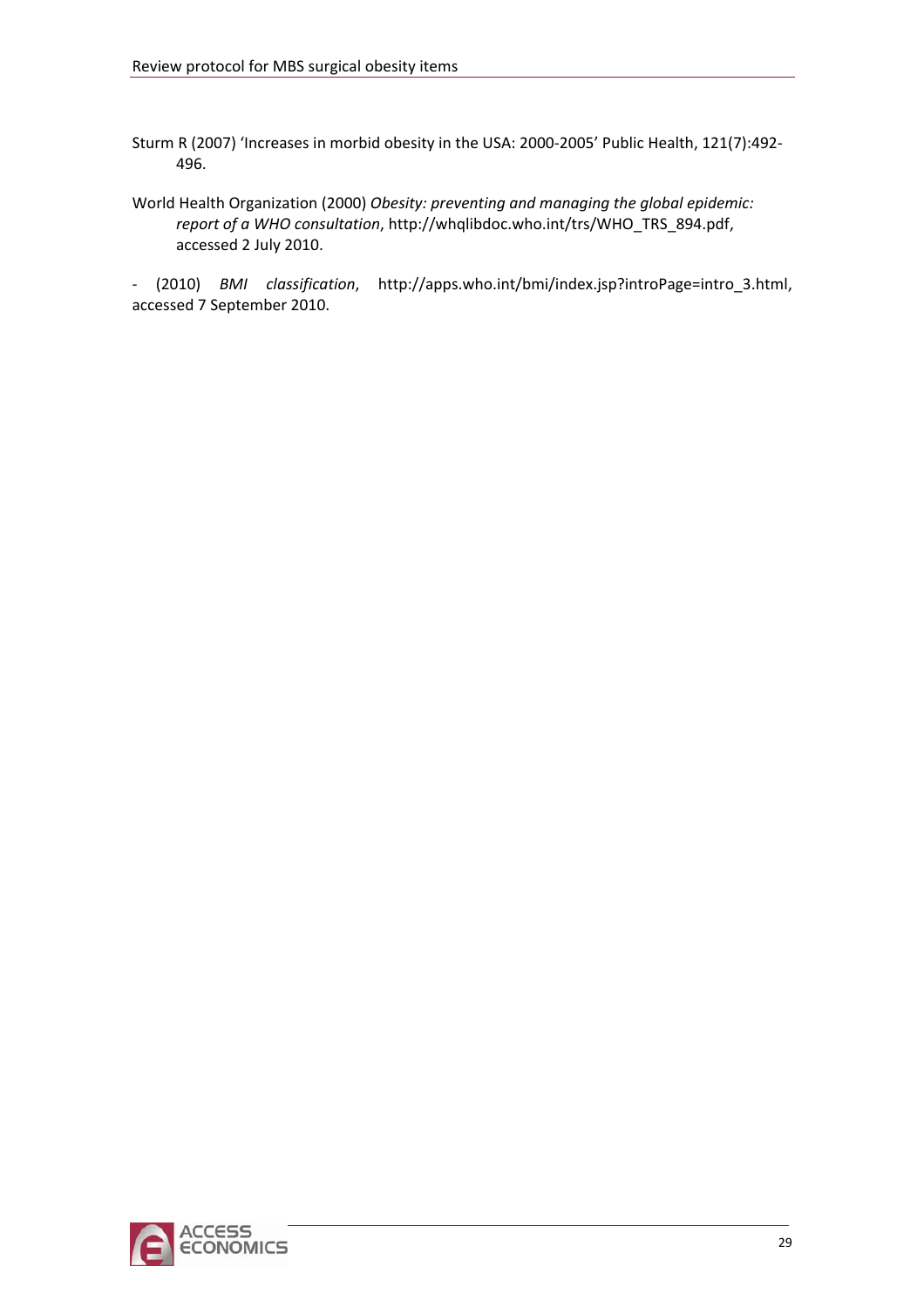Sturm R (2007) 'Increases in morbid obesity in the USA: 2000-2005' Public Health, 121(7):492-496.

World Health Organization (2000) *Obesity: preventing and managing the global epidemic: report of a WHO consultation*, http://whqlibdoc.who.int/trs/WHO_TRS_894.pdf, accessed 2 July 2010.

- (2010) *BMI classification*, http://apps.who.int/bmi/index.jsp?introPage=intro_3.html, accessed 7 September 2010.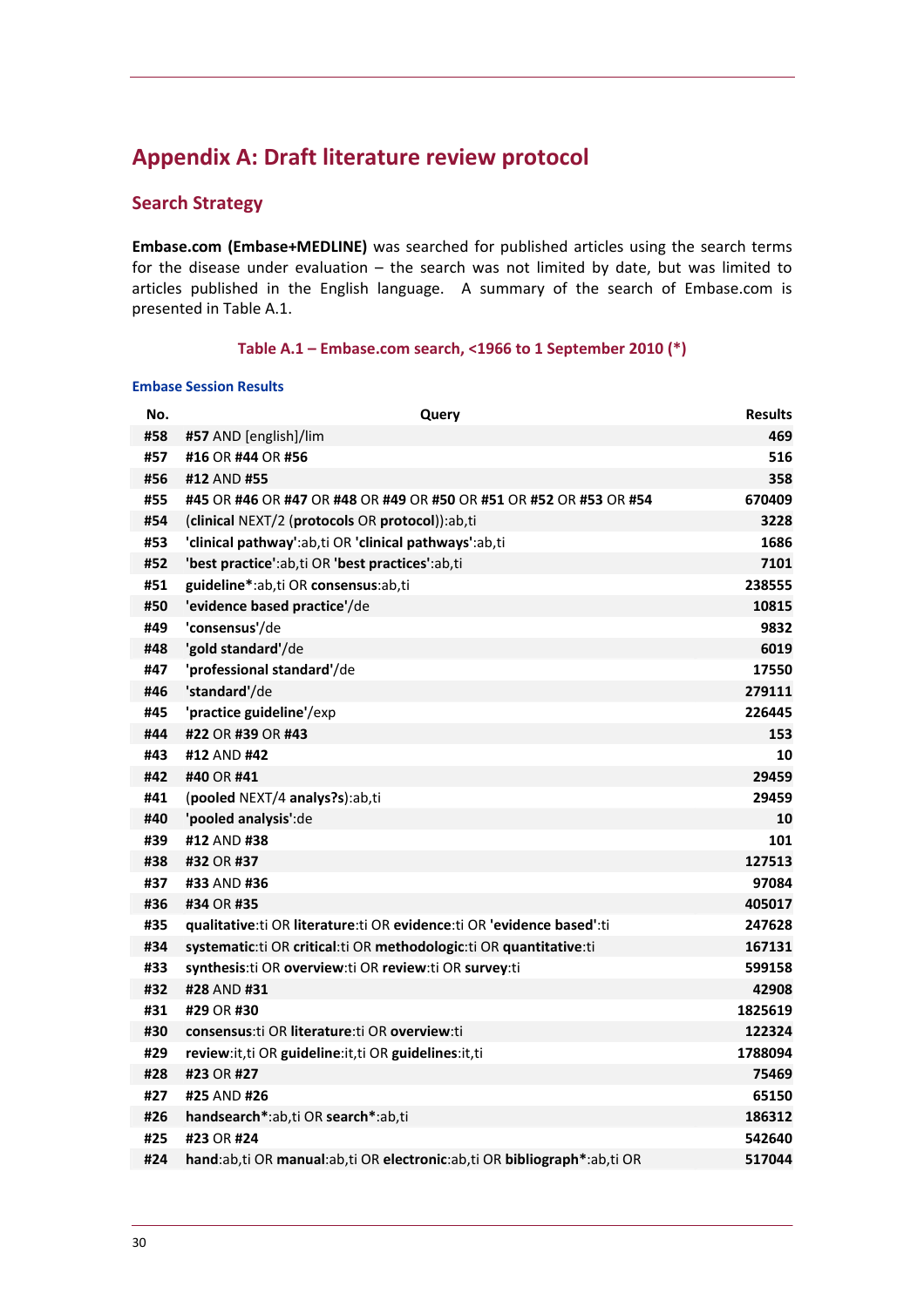# Appendix A: Draft literature review protocol

## Search Strategy

**Embase.com (Embase+MEDLINE)** was searched for published articles using the search terms for the disease under evaluation – the search was not limited by date, but was limited to articles published in the English language. A summary of the search of Embase.com is presented in Table A.1.

### Table A.1 – Embase.com search, <1966 to 1 September 2010 (*)

**Embase Session Results**

| No. | Query | Results |
|---|---|---|
| **#58** | **#57** AND [english]/lim | **469** |
| **#57** | **#16** OR **#44** OR **#56** | **516** |
| **#56** | **#12** AND **#55** | **358** |
| **#55** | **#45** OR **#46** OR **#47** OR **#48** OR **#49** OR **#50** OR **#51** OR **#52** OR **#53** OR **#54** | **670409** |
| **#54** | (**clinical** NEXT/2 (**protocols** OR **protocol**)):ab,ti | **3228** |
| **#53** | **'clinical pathway'**:ab,ti OR **'clinical pathways'**:ab,ti | **1686** |
| **#52** | **'best practice'**:ab,ti OR **'best practices'**:ab,ti | **7101** |
| **#51** | **guideline***:ab,ti OR **consensus**:ab,ti | **238555** |
| **#50** | **'evidence based practice'**/de | **10815** |
| **#49** | **'consensus'**/de | **9832** |
| **#48** | **'gold standard'**/de | **6019** |
| **#47** | **'professional standard'**/de | **17550** |
| **#46** | **'standard'**/de | **279111** |
| **#45** | **'practice guideline'**/exp | **226445** |
| **#44** | **#22** OR **#39** OR **#43** | **153** |
| **#43** | **#12** AND **#42** | **10** |
| **#42** | **#40** OR **#41** | **29459** |
| **#41** | (**pooled** NEXT/4 **analys?s**):ab,ti | **29459** |
| **#40** | **'pooled analysis'**:de | **10** |
| **#39** | **#12** AND **#38** | **101** |
| **#38** | **#32** OR **#37** | **127513** |
| **#37** | **#33** AND **#36** | **97084** |
| **#36** | **#34** OR **#35** | **405017** |
| **#35** | **qualitative**:ti OR **literature**:ti OR **evidence**:ti OR **'evidence based'**:ti | **247628** |
| **#34** | **systematic**:ti OR **critical**:ti OR **methodologic**:ti OR **quantitative**:ti | **167131** |
| **#33** | **synthesis**:ti OR **overview**:ti OR **review**:ti OR **survey**:ti | **599158** |
| **#32** | **#28** AND **#31** | **42908** |
| **#31** | **#29** OR **#30** | **1825619** |
| **#30** | **consensus**:ti OR **literature**:ti OR **overview**:ti | **122324** |
| **#29** | **review**:it,ti OR **guideline**:it,ti OR **guidelines**:it,ti | **1788094** |
| **#28** | **#23** OR **#27** | **75469** |
| **#27** | **#25** AND **#26** | **65150** |
| **#26** | **handsearch***:ab,ti OR **search***:ab,ti | **186312** |
| **#25** | **#23** OR **#24** | **542640** |
| **#24** | **hand**:ab,ti OR **manual**:ab,ti OR **electronic**:ab,ti OR **bibliograph***:ab,ti OR | **517044** |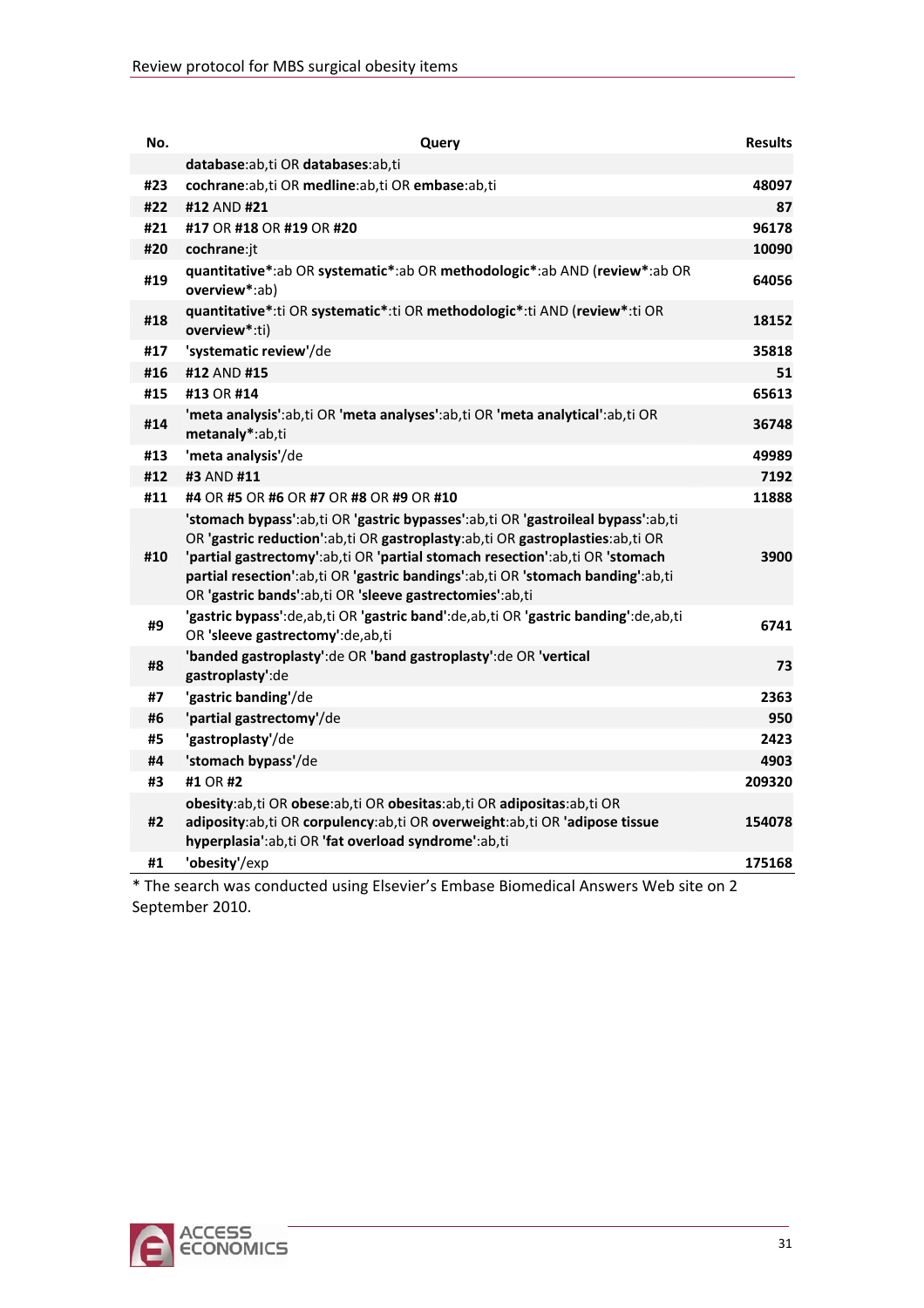| No. | Query | Results |
|---|---|---|
| | **database**:ab,ti OR **databases**:ab,ti | |
| #23 | **cochrane**:ab,ti OR **medline**:ab,ti OR **embase**:ab,ti | 48097 |
| #22 | **#12** AND **#21** | 87 |
| #21 | **#17** OR **#18** OR **#19** OR **#20** | 96178 |
| #20 | **cochrane**:jt | 10090 |
| #19 | **quantitative***:ab OR **systematic***:ab OR **methodologic***:ab AND (**review***:ab OR **overview***:ab) | 64056 |
| #18 | **quantitative***:ti OR **systematic***:ti OR **methodologic***:ti AND (**review***:ti OR **overview***:ti) | 18152 |
| #17 | **'systematic review'**/de | 35818 |
| #16 | **#12** AND **#15** | 51 |
| #15 | **#13** OR **#14** | 65613 |
| #14 | **'meta analysis'**:ab,ti OR **'meta analyses'**:ab,ti OR **'meta analytical'**:ab,ti OR **metanaly***:ab,ti | 36748 |
| #13 | **'meta analysis'**/de | 49989 |
| #12 | **#3** AND **#11** | 7192 |
| #11 | **#4** OR **#5** OR **#6** OR **#7** OR **#8** OR **#9** OR **#10** | 11888 |
| #10 | **'stomach bypass'**:ab,ti OR **'gastric bypasses'**:ab,ti OR **'gastroileal bypass'**:ab,ti OR **'gastric reduction'**:ab,ti OR **gastroplasty**:ab,ti OR **gastroplasties**:ab,ti OR **'partial gastrectomy'**:ab,ti OR **'partial stomach resection'**:ab,ti OR **'stomach partial resection'**:ab,ti OR **'gastric bandings'**:ab,ti OR **'stomach banding'**:ab,ti OR **'gastric bands'**:ab,ti OR **'sleeve gastrectomies'**:ab,ti | 3900 |
| #9 | **'gastric bypass'**:de,ab,ti OR **'gastric band'**:de,ab,ti OR **'gastric banding'**:de,ab,ti OR **'sleeve gastrectomy'**:de,ab,ti | 6741 |
| #8 | **'banded gastroplasty'**:de OR **'band gastroplasty'**:de OR **'vertical gastroplasty'**:de | 73 |
| #7 | **'gastric banding'**/de | 2363 |
| #6 | **'partial gastrectomy'**/de | 950 |
| #5 | **'gastroplasty'**/de | 2423 |
| #4 | **'stomach bypass'**/de | 4903 |
| #3 | **#1** OR **#2** | 209320 |
| #2 | **obesity**:ab,ti OR **obese**:ab,ti OR **obesitas**:ab,ti OR **adipositas**:ab,ti OR **adiposity**:ab,ti OR **corpulency**:ab,ti OR **overweight**:ab,ti OR **'adipose tissue hyperplasia'**:ab,ti OR **'fat overload syndrome'**:ab,ti | 154078 |
| #1 | **'obesity'**/exp | 175168 |

* The search was conducted using Elsevier's Embase Biomedical Answers Web site on 2 September 2010.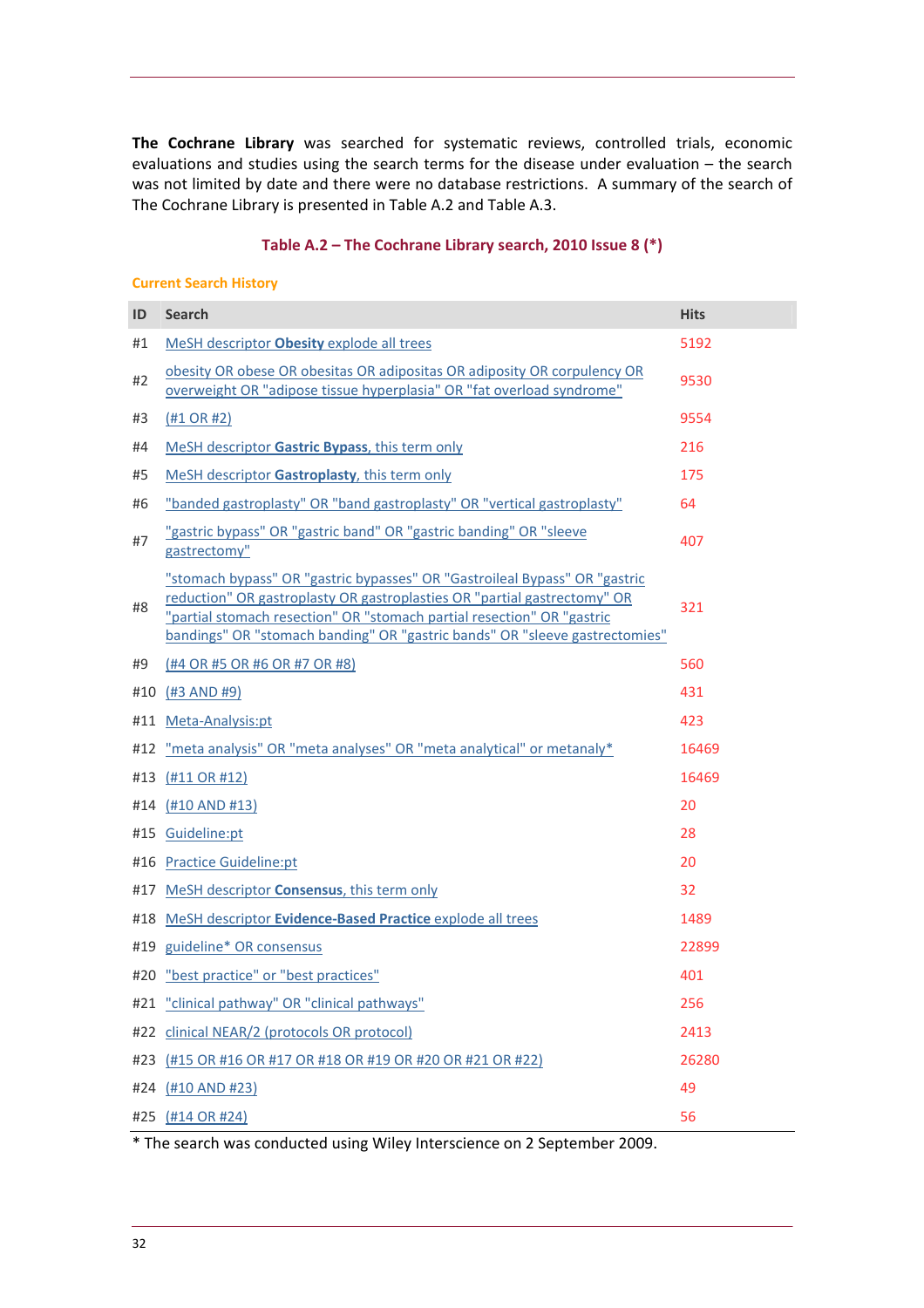**The Cochrane Library** was searched for systematic reviews, controlled trials, economic evaluations and studies using the search terms for the disease under evaluation – the search was not limited by date and there were no database restrictions. A summary of the search of The Cochrane Library is presented in Table A.2 and Table A.3.

**Table A.2 – The Cochrane Library search, 2010 Issue 8 (*)**

**Current Search History**

| ID | Search | Hits |
|---|---|---|
| #1 | MeSH descriptor **Obesity** explode all trees | 5192 |
| #2 | obesity OR obese OR obesitas OR adipositas OR adiposity OR corpulency OR overweight OR "adipose tissue hyperplasia" OR "fat overload syndrome" | 9530 |
| #3 | (#1 OR #2) | 9554 |
| #4 | MeSH descriptor **Gastric Bypass**, this term only | 216 |
| #5 | MeSH descriptor **Gastroplasty**, this term only | 175 |
| #6 | "banded gastroplasty" OR "band gastroplasty" OR "vertical gastroplasty" | 64 |
| #7 | "gastric bypass" OR "gastric band" OR "gastric banding" OR "sleeve gastrectomy" | 407 |
| #8 | "stomach bypass" OR "gastric bypasses" OR "Gastroileal Bypass" OR "gastric reduction" OR gastroplasty OR gastroplasties OR "partial gastrectomy" OR "partial stomach resection" OR "stomach partial resection" OR "gastric bandings" OR "stomach banding" OR "gastric bands" OR "sleeve gastrectomies" | 321 |
| #9 | (#4 OR #5 OR #6 OR #7 OR #8) | 560 |
| #10 | (#3 AND #9) | 431 |
| #11 | Meta-Analysis:pt | 423 |
| #12 | "meta analysis" OR "meta analyses" OR "meta analytical" or metanaly* | 16469 |
| #13 | (#11 OR #12) | 16469 |
| #14 | (#10 AND #13) | 20 |
| #15 | Guideline:pt | 28 |
| #16 | Practice Guideline:pt | 20 |
| #17 | MeSH descriptor **Consensus**, this term only | 32 |
| #18 | MeSH descriptor **Evidence-Based Practice** explode all trees | 1489 |
| #19 | guideline* OR consensus | 22899 |
| #20 | "best practice" or "best practices" | 401 |
| #21 | "clinical pathway" OR "clinical pathways" | 256 |
| #22 | clinical NEAR/2 (protocols OR protocol) | 2413 |
| #23 | (#15 OR #16 OR #17 OR #18 OR #19 OR #20 OR #21 OR #22) | 26280 |
| #24 | (#10 AND #23) | 49 |
| #25 | (#14 OR #24) | 56 |

* The search was conducted using Wiley Interscience on 2 September 2009.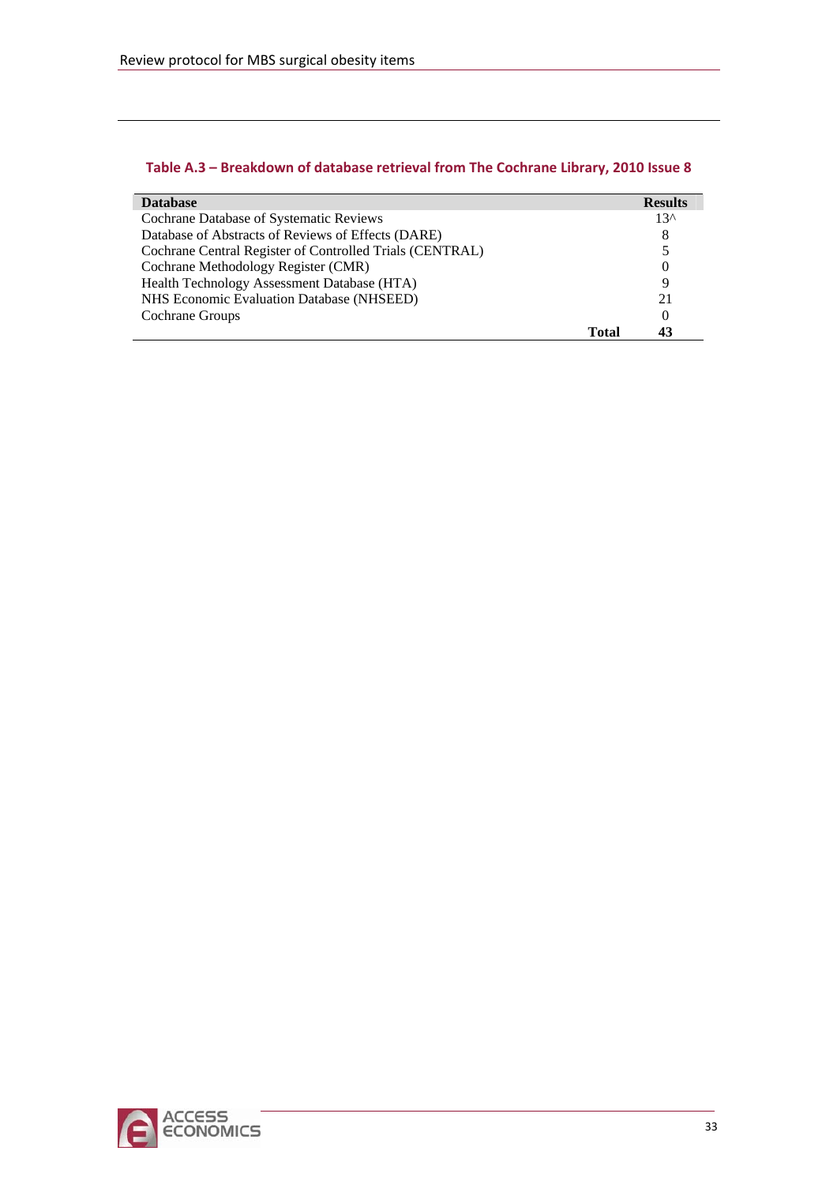#### Table A.3 – Breakdown of database retrieval from The Cochrane Library, 2010 Issue 8

| Database | | Results |
|---|---|---|
| Cochrane Database of Systematic Reviews | | 13^ |
| Database of Abstracts of Reviews of Effects (DARE) | | 8 |
| Cochrane Central Register of Controlled Trials (CENTRAL) | | 5 |
| Cochrane Methodology Register (CMR) | | 0 |
| Health Technology Assessment Database (HTA) | | 9 |
| NHS Economic Evaluation Database (NHSEED) | | 21 |
| Cochrane Groups | | 0 |
| | **Total** | **43** |